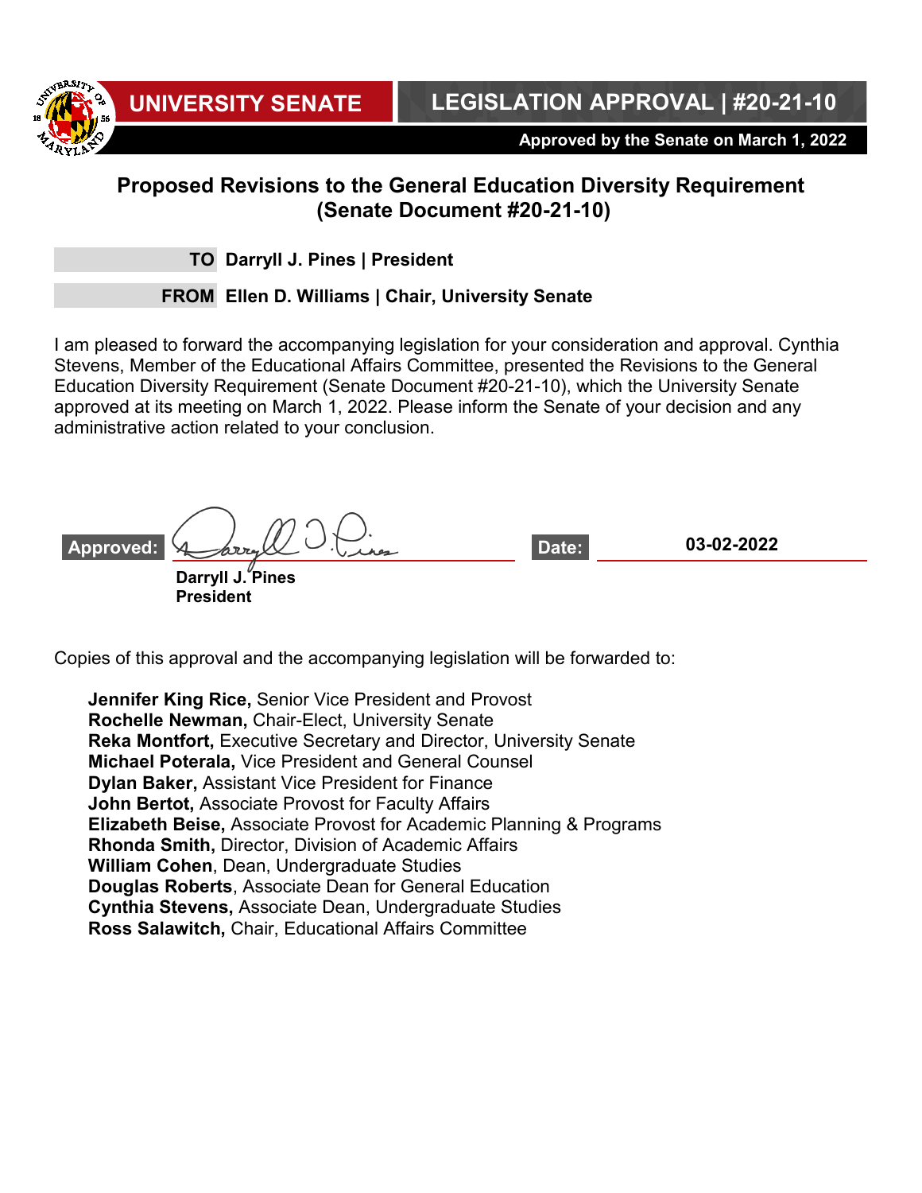UNIVERSITY SENATE

LEGISLATION APPROVAL | #20-21-10

Approved by the Senate on March 1, 2022

# Proposed Revisions to the General Education Diversity Requirement (Senate Document #20-21-10)

**TO** Darryll J. Pines | President

**FROM** Ellen D. Williams | Chair, University Senate

I am pleased to forward the accompanying legislation for your consideration and approval. Cynthia Stevens, Member of the Educational Affairs Committee, presented the Revisions to the General Education Diversity Requirement (Senate Document #20-21-10), which the University Senate approved at its meeting on March 1, 2022. Please inform the Senate of your decision and any administrative action related to your conclusion.

**Approved:** [signature] **Date:** 03-02-2022

**Darryll J. Pines**
**President**

Copies of this approval and the accompanying legislation will be forwarded to:

**Jennifer King Rice,** Senior Vice President and Provost
**Rochelle Newman,** Chair-Elect, University Senate
**Reka Montfort,** Executive Secretary and Director, University Senate
**Michael Poterala,** Vice President and General Counsel
**Dylan Baker,** Assistant Vice President for Finance
**John Bertot,** Associate Provost for Faculty Affairs
**Elizabeth Beise,** Associate Provost for Academic Planning & Programs
**Rhonda Smith,** Director, Division of Academic Affairs
**William Cohen**, Dean, Undergraduate Studies
**Douglas Roberts**, Associate Dean for General Education
**Cynthia Stevens,** Associate Dean, Undergraduate Studies
**Ross Salawitch,** Chair, Educational Affairs Committee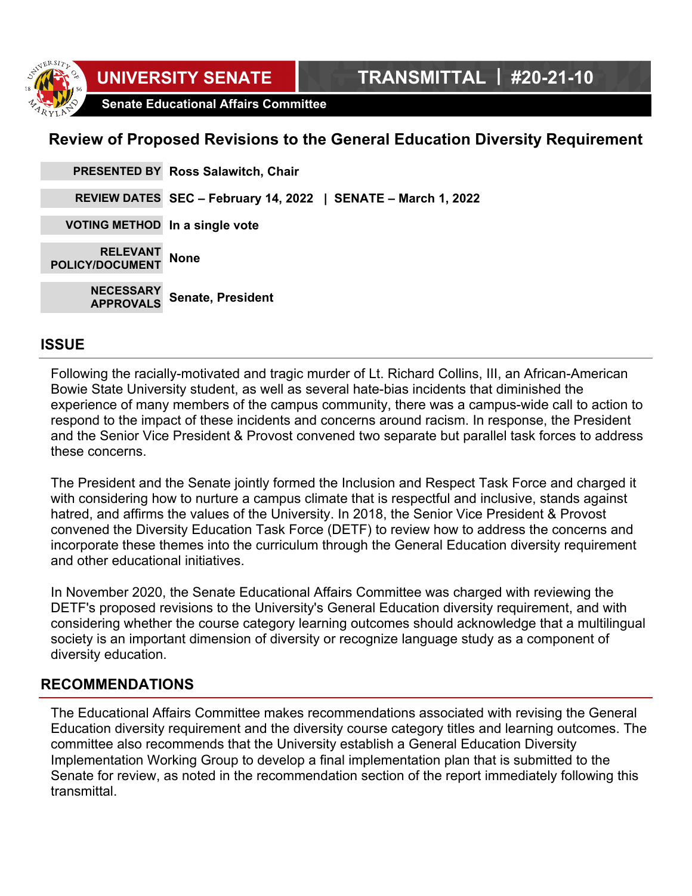**UNIVERSITY SENATE** | **TRANSMITTAL | #20-21-10**

**Senate Educational Affairs Committee**

# Review of Proposed Revisions to the General Education Diversity Requirement

| | |
|---|---|
| **PRESENTED BY** | **Ross Salawitch, Chair** |
| **REVIEW DATES** | **SEC – February 14, 2022 \| SENATE – March 1, 2022** |
| **VOTING METHOD** | **In a single vote** |
| **RELEVANT POLICY/DOCUMENT** | **None** |
| **NECESSARY APPROVALS** | **Senate, President** |

## ISSUE

Following the racially-motivated and tragic murder of Lt. Richard Collins, III, an African-American Bowie State University student, as well as several hate-bias incidents that diminished the experience of many members of the campus community, there was a campus-wide call to action to respond to the impact of these incidents and concerns around racism. In response, the President and the Senior Vice President & Provost convened two separate but parallel task forces to address these concerns.

The President and the Senate jointly formed the Inclusion and Respect Task Force and charged it with considering how to nurture a campus climate that is respectful and inclusive, stands against hatred, and affirms the values of the University. In 2018, the Senior Vice President & Provost convened the Diversity Education Task Force (DETF) to review how to address the concerns and incorporate these themes into the curriculum through the General Education diversity requirement and other educational initiatives.

In November 2020, the Senate Educational Affairs Committee was charged with reviewing the DETF's proposed revisions to the University's General Education diversity requirement, and with considering whether the course category learning outcomes should acknowledge that a multilingual society is an important dimension of diversity or recognize language study as a component of diversity education.

## RECOMMENDATIONS

The Educational Affairs Committee makes recommendations associated with revising the General Education diversity requirement and the diversity course category titles and learning outcomes. The committee also recommends that the University establish a General Education Diversity Implementation Working Group to develop a final implementation plan that is submitted to the Senate for review, as noted in the recommendation section of the report immediately following this transmittal.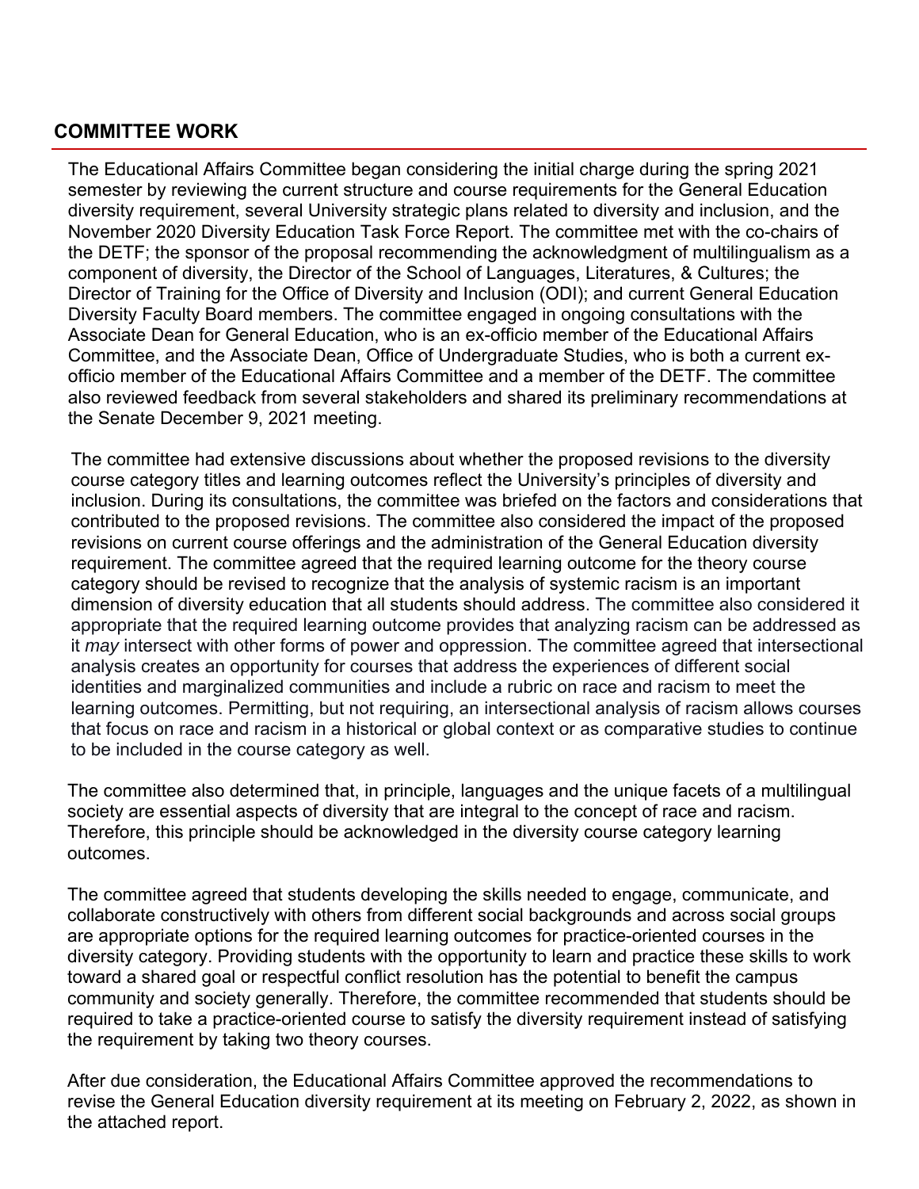## COMMITTEE WORK

The Educational Affairs Committee began considering the initial charge during the spring 2021 semester by reviewing the current structure and course requirements for the General Education diversity requirement, several University strategic plans related to diversity and inclusion, and the November 2020 Diversity Education Task Force Report. The committee met with the co-chairs of the DETF; the sponsor of the proposal recommending the acknowledgment of multilingualism as a component of diversity, the Director of the School of Languages, Literatures, & Cultures; the Director of Training for the Office of Diversity and Inclusion (ODI); and current General Education Diversity Faculty Board members. The committee engaged in ongoing consultations with the Associate Dean for General Education, who is an ex-officio member of the Educational Affairs Committee, and the Associate Dean, Office of Undergraduate Studies, who is both a current ex-officio member of the Educational Affairs Committee and a member of the DETF. The committee also reviewed feedback from several stakeholders and shared its preliminary recommendations at the Senate December 9, 2021 meeting.

The committee had extensive discussions about whether the proposed revisions to the diversity course category titles and learning outcomes reflect the University's principles of diversity and inclusion. During its consultations, the committee was briefed on the factors and considerations that contributed to the proposed revisions. The committee also considered the impact of the proposed revisions on current course offerings and the administration of the General Education diversity requirement. The committee agreed that the required learning outcome for the theory course category should be revised to recognize that the analysis of systemic racism is an important dimension of diversity education that all students should address. The committee also considered it appropriate that the required learning outcome provides that analyzing racism can be addressed as it *may* intersect with other forms of power and oppression. The committee agreed that intersectional analysis creates an opportunity for courses that address the experiences of different social identities and marginalized communities and include a rubric on race and racism to meet the learning outcomes. Permitting, but not requiring, an intersectional analysis of racism allows courses that focus on race and racism in a historical or global context or as comparative studies to continue to be included in the course category as well.

The committee also determined that, in principle, languages and the unique facets of a multilingual society are essential aspects of diversity that are integral to the concept of race and racism. Therefore, this principle should be acknowledged in the diversity course category learning outcomes.

The committee agreed that students developing the skills needed to engage, communicate, and collaborate constructively with others from different social backgrounds and across social groups are appropriate options for the required learning outcomes for practice-oriented courses in the diversity category. Providing students with the opportunity to learn and practice these skills to work toward a shared goal or respectful conflict resolution has the potential to benefit the campus community and society generally. Therefore, the committee recommended that students should be required to take a practice-oriented course to satisfy the diversity requirement instead of satisfying the requirement by taking two theory courses.

After due consideration, the Educational Affairs Committee approved the recommendations to revise the General Education diversity requirement at its meeting on February 2, 2022, as shown in the attached report.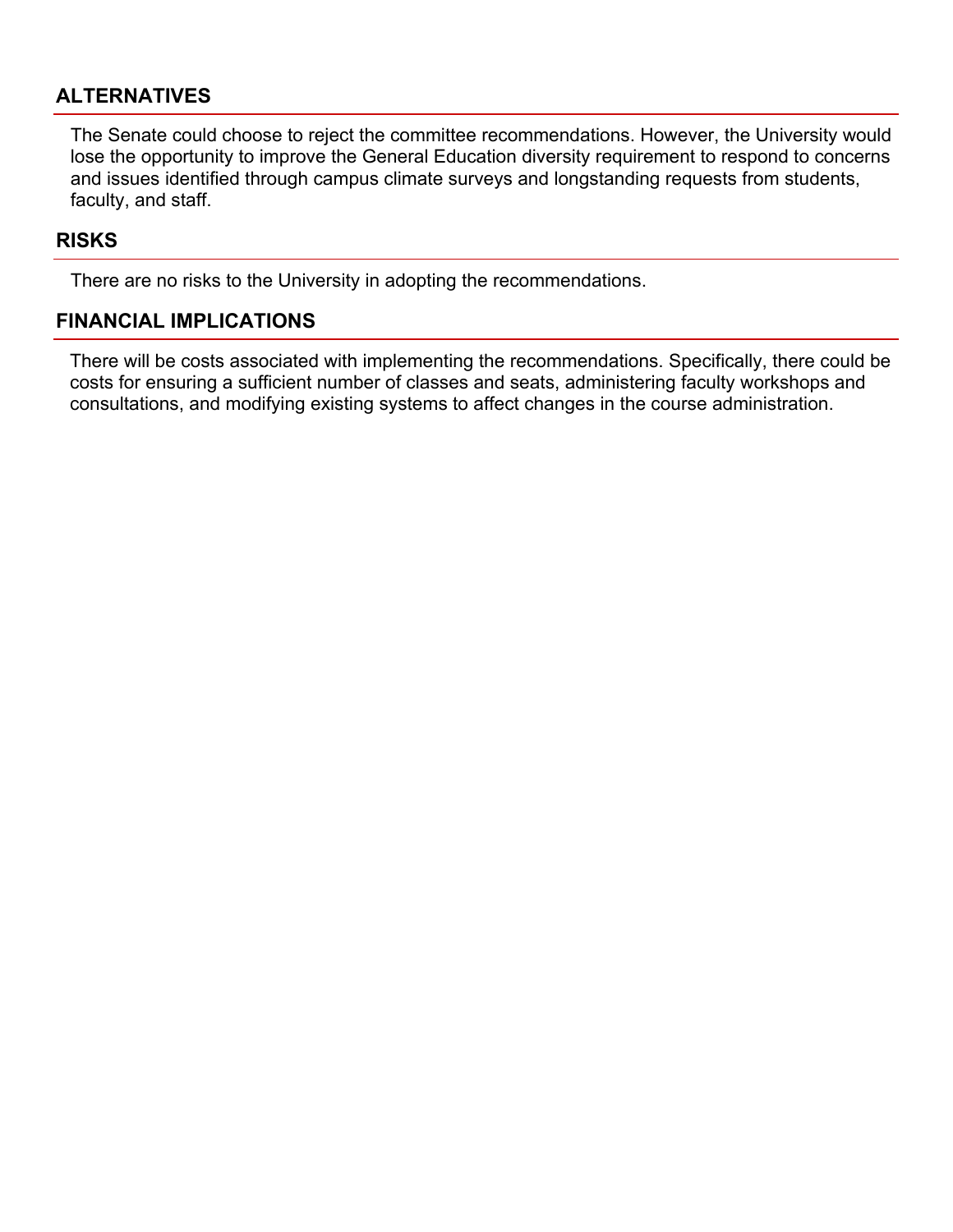## ALTERNATIVES

The Senate could choose to reject the committee recommendations. However, the University would lose the opportunity to improve the General Education diversity requirement to respond to concerns and issues identified through campus climate surveys and longstanding requests from students, faculty, and staff.

## RISKS

There are no risks to the University in adopting the recommendations.

## FINANCIAL IMPLICATIONS

There will be costs associated with implementing the recommendations. Specifically, there could be costs for ensuring a sufficient number of classes and seats, administering faculty workshops and consultations, and modifying existing systems to affect changes in the course administration.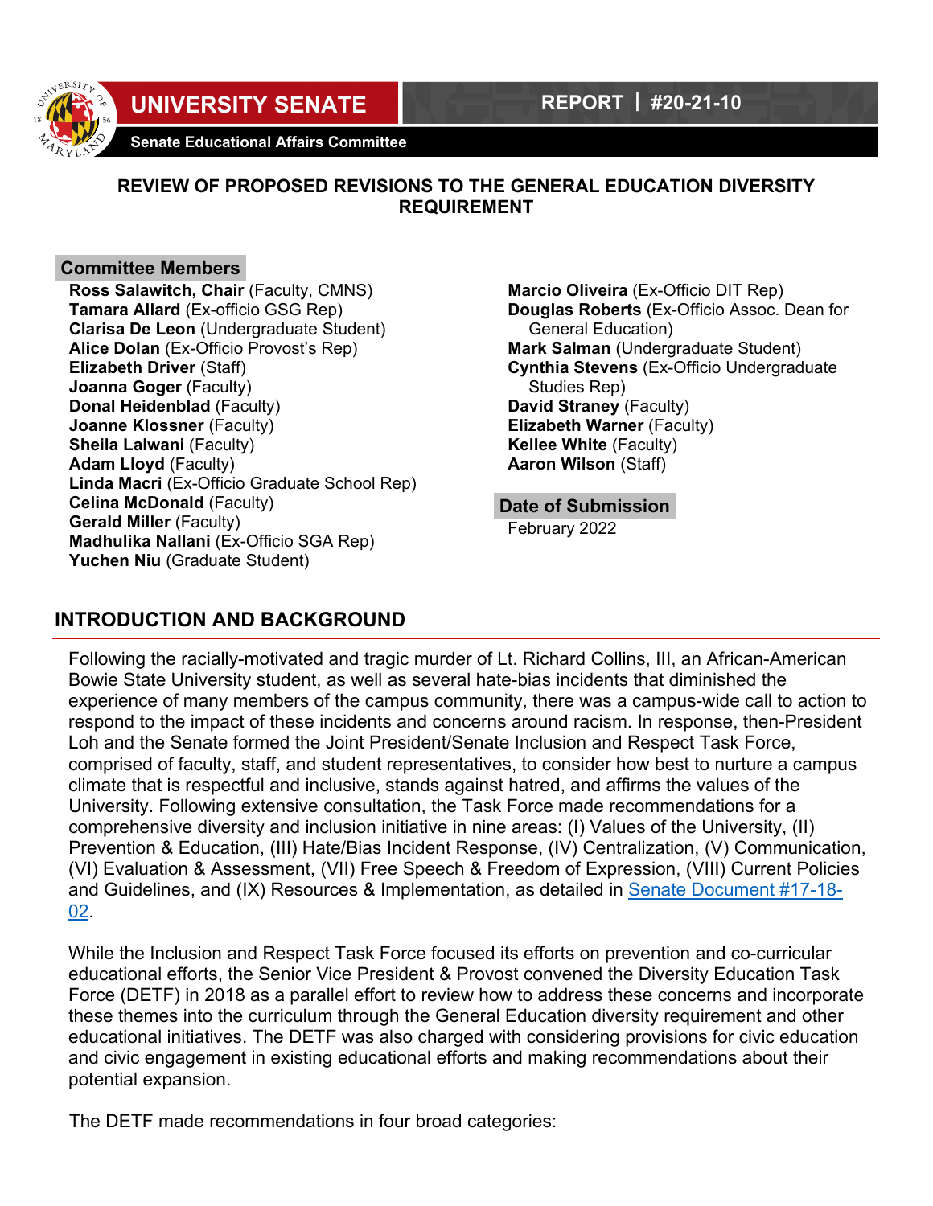UNIVERSITY SENATE

REPORT | #20-21-10

Senate Educational Affairs Committee

# REVIEW OF PROPOSED REVISIONS TO THE GENERAL EDUCATION DIVERSITY REQUIREMENT

## Committee Members

**Ross Salawitch, Chair** (Faculty, CMNS)
**Tamara Allard** (Ex-officio GSG Rep)
**Clarisa De Leon** (Undergraduate Student)
**Alice Dolan** (Ex-Officio Provost's Rep)
**Elizabeth Driver** (Staff)
**Joanna Goger** (Faculty)
**Donal Heidenblad** (Faculty)
**Joanne Klossner** (Faculty)
**Sheila Lalwani** (Faculty)
**Adam Lloyd** (Faculty)
**Linda Macri** (Ex-Officio Graduate School Rep)
**Celina McDonald** (Faculty)
**Gerald Miller** (Faculty)
**Madhulika Nallani** (Ex-Officio SGA Rep)
**Yuchen Niu** (Graduate Student)
**Marcio Oliveira** (Ex-Officio DIT Rep)
**Douglas Roberts** (Ex-Officio Assoc. Dean for General Education)
**Mark Salman** (Undergraduate Student)
**Cynthia Stevens** (Ex-Officio Undergraduate Studies Rep)
**David Straney** (Faculty)
**Elizabeth Warner** (Faculty)
**Kellee White** (Faculty)
**Aaron Wilson** (Staff)

## Date of Submission

February 2022

## INTRODUCTION AND BACKGROUND

Following the racially-motivated and tragic murder of Lt. Richard Collins, III, an African-American Bowie State University student, as well as several hate-bias incidents that diminished the experience of many members of the campus community, there was a campus-wide call to action to respond to the impact of these incidents and concerns around racism. In response, then-President Loh and the Senate formed the Joint President/Senate Inclusion and Respect Task Force, comprised of faculty, staff, and student representatives, to consider how best to nurture a campus climate that is respectful and inclusive, stands against hatred, and affirms the values of the University. Following extensive consultation, the Task Force made recommendations for a comprehensive diversity and inclusion initiative in nine areas: (I) Values of the University, (II) Prevention & Education, (III) Hate/Bias Incident Response, (IV) Centralization, (V) Communication, (VI) Evaluation & Assessment, (VII) Free Speech & Freedom of Expression, (VIII) Current Policies and Guidelines, and (IX) Resources & Implementation, as detailed in Senate Document #17-18-02.

While the Inclusion and Respect Task Force focused its efforts on prevention and co-curricular educational efforts, the Senior Vice President & Provost convened the Diversity Education Task Force (DETF) in 2018 as a parallel effort to review how to address these concerns and incorporate these themes into the curriculum through the General Education diversity requirement and other educational initiatives. The DETF was also charged with considering provisions for civic education and civic engagement in existing educational efforts and making recommendations about their potential expansion.

The DETF made recommendations in four broad categories: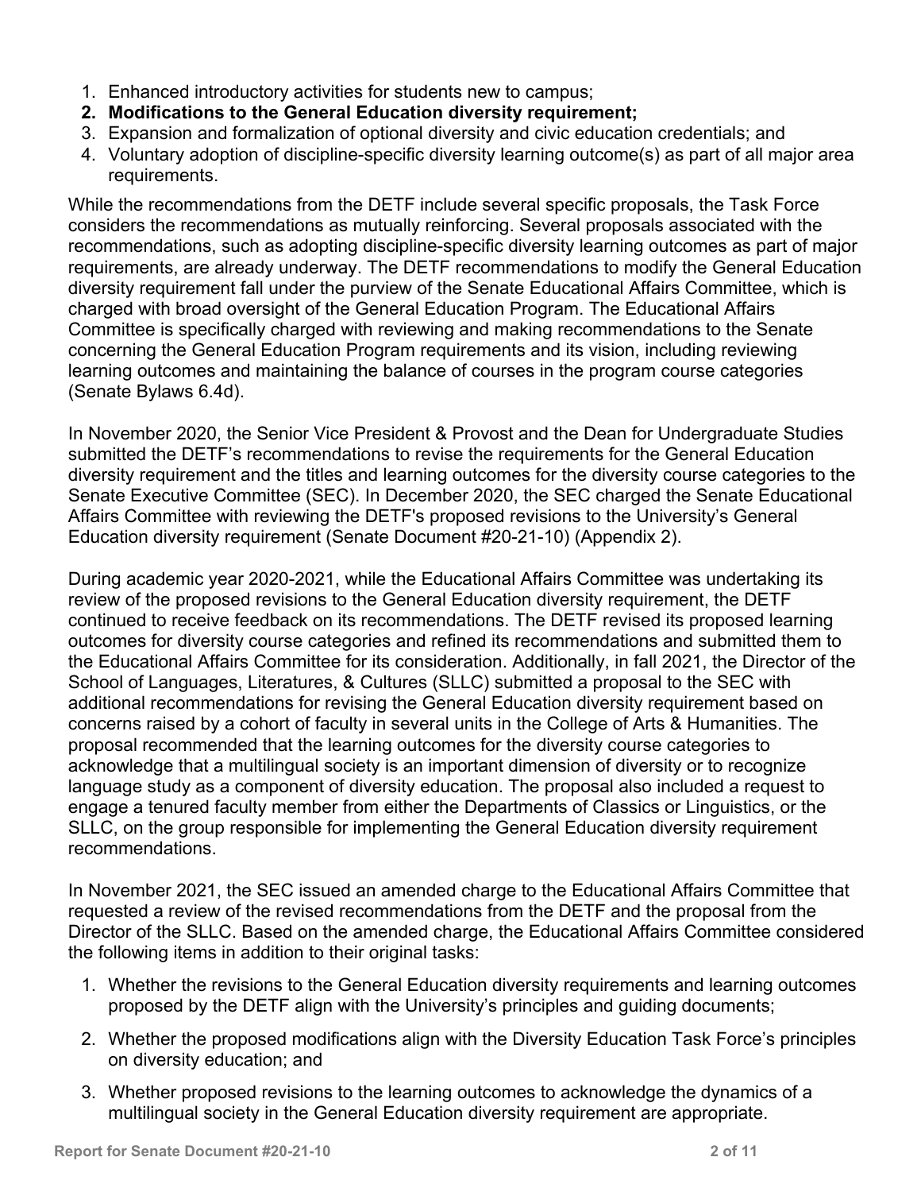1. Enhanced introductory activities for students new to campus;
2. **Modifications to the General Education diversity requirement;**
3. Expansion and formalization of optional diversity and civic education credentials; and
4. Voluntary adoption of discipline-specific diversity learning outcome(s) as part of all major area requirements.

While the recommendations from the DETF include several specific proposals, the Task Force considers the recommendations as mutually reinforcing. Several proposals associated with the recommendations, such as adopting discipline-specific diversity learning outcomes as part of major requirements, are already underway. The DETF recommendations to modify the General Education diversity requirement fall under the purview of the Senate Educational Affairs Committee, which is charged with broad oversight of the General Education Program. The Educational Affairs Committee is specifically charged with reviewing and making recommendations to the Senate concerning the General Education Program requirements and its vision, including reviewing learning outcomes and maintaining the balance of courses in the program course categories (Senate Bylaws 6.4d).

In November 2020, the Senior Vice President & Provost and the Dean for Undergraduate Studies submitted the DETF's recommendations to revise the requirements for the General Education diversity requirement and the titles and learning outcomes for the diversity course categories to the Senate Executive Committee (SEC). In December 2020, the SEC charged the Senate Educational Affairs Committee with reviewing the DETF's proposed revisions to the University's General Education diversity requirement (Senate Document #20-21-10) (Appendix 2).

During academic year 2020-2021, while the Educational Affairs Committee was undertaking its review of the proposed revisions to the General Education diversity requirement, the DETF continued to receive feedback on its recommendations. The DETF revised its proposed learning outcomes for diversity course categories and refined its recommendations and submitted them to the Educational Affairs Committee for its consideration. Additionally, in fall 2021, the Director of the School of Languages, Literatures, & Cultures (SLLC) submitted a proposal to the SEC with additional recommendations for revising the General Education diversity requirement based on concerns raised by a cohort of faculty in several units in the College of Arts & Humanities. The proposal recommended that the learning outcomes for the diversity course categories to acknowledge that a multilingual society is an important dimension of diversity or to recognize language study as a component of diversity education. The proposal also included a request to engage a tenured faculty member from either the Departments of Classics or Linguistics, or the SLLC, on the group responsible for implementing the General Education diversity requirement recommendations.

In November 2021, the SEC issued an amended charge to the Educational Affairs Committee that requested a review of the revised recommendations from the DETF and the proposal from the Director of the SLLC. Based on the amended charge, the Educational Affairs Committee considered the following items in addition to their original tasks:

1. Whether the revisions to the General Education diversity requirements and learning outcomes proposed by the DETF align with the University's principles and guiding documents;
2. Whether the proposed modifications align with the Diversity Education Task Force's principles on diversity education; and
3. Whether proposed revisions to the learning outcomes to acknowledge the dynamics of a multilingual society in the General Education diversity requirement are appropriate.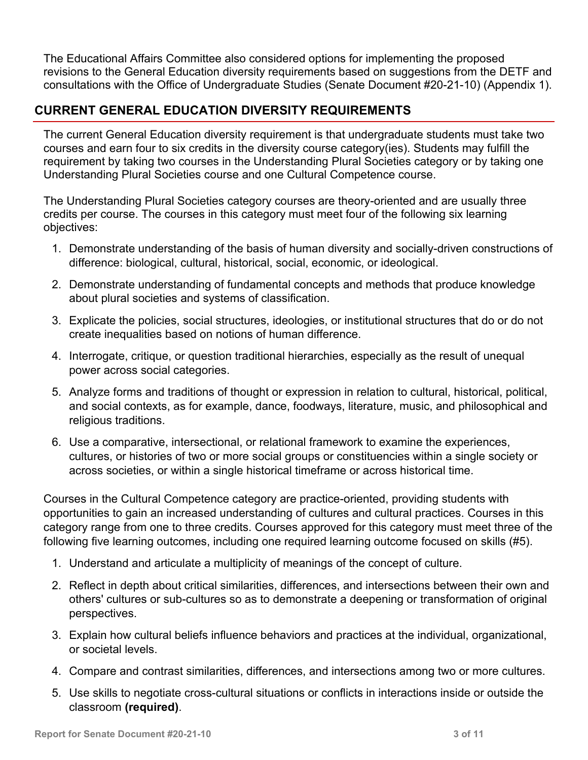The Educational Affairs Committee also considered options for implementing the proposed revisions to the General Education diversity requirements based on suggestions from the DETF and consultations with the Office of Undergraduate Studies (Senate Document #20-21-10) (Appendix 1).

## CURRENT GENERAL EDUCATION DIVERSITY REQUIREMENTS

The current General Education diversity requirement is that undergraduate students must take two courses and earn four to six credits in the diversity course category(ies). Students may fulfill the requirement by taking two courses in the Understanding Plural Societies category or by taking one Understanding Plural Societies course and one Cultural Competence course.

The Understanding Plural Societies category courses are theory-oriented and are usually three credits per course. The courses in this category must meet four of the following six learning objectives:

1. Demonstrate understanding of the basis of human diversity and socially-driven constructions of difference: biological, cultural, historical, social, economic, or ideological.
2. Demonstrate understanding of fundamental concepts and methods that produce knowledge about plural societies and systems of classification.
3. Explicate the policies, social structures, ideologies, or institutional structures that do or do not create inequalities based on notions of human difference.
4. Interrogate, critique, or question traditional hierarchies, especially as the result of unequal power across social categories.
5. Analyze forms and traditions of thought or expression in relation to cultural, historical, political, and social contexts, as for example, dance, foodways, literature, music, and philosophical and religious traditions.
6. Use a comparative, intersectional, or relational framework to examine the experiences, cultures, or histories of two or more social groups or constituencies within a single society or across societies, or within a single historical timeframe or across historical time.

Courses in the Cultural Competence category are practice-oriented, providing students with opportunities to gain an increased understanding of cultures and cultural practices. Courses in this category range from one to three credits. Courses approved for this category must meet three of the following five learning outcomes, including one required learning outcome focused on skills (#5).

1. Understand and articulate a multiplicity of meanings of the concept of culture.
2. Reflect in depth about critical similarities, differences, and intersections between their own and others' cultures or sub-cultures so as to demonstrate a deepening or transformation of original perspectives.
3. Explain how cultural beliefs influence behaviors and practices at the individual, organizational, or societal levels.
4. Compare and contrast similarities, differences, and intersections among two or more cultures.
5. Use skills to negotiate cross-cultural situations or conflicts in interactions inside or outside the classroom **(required)**.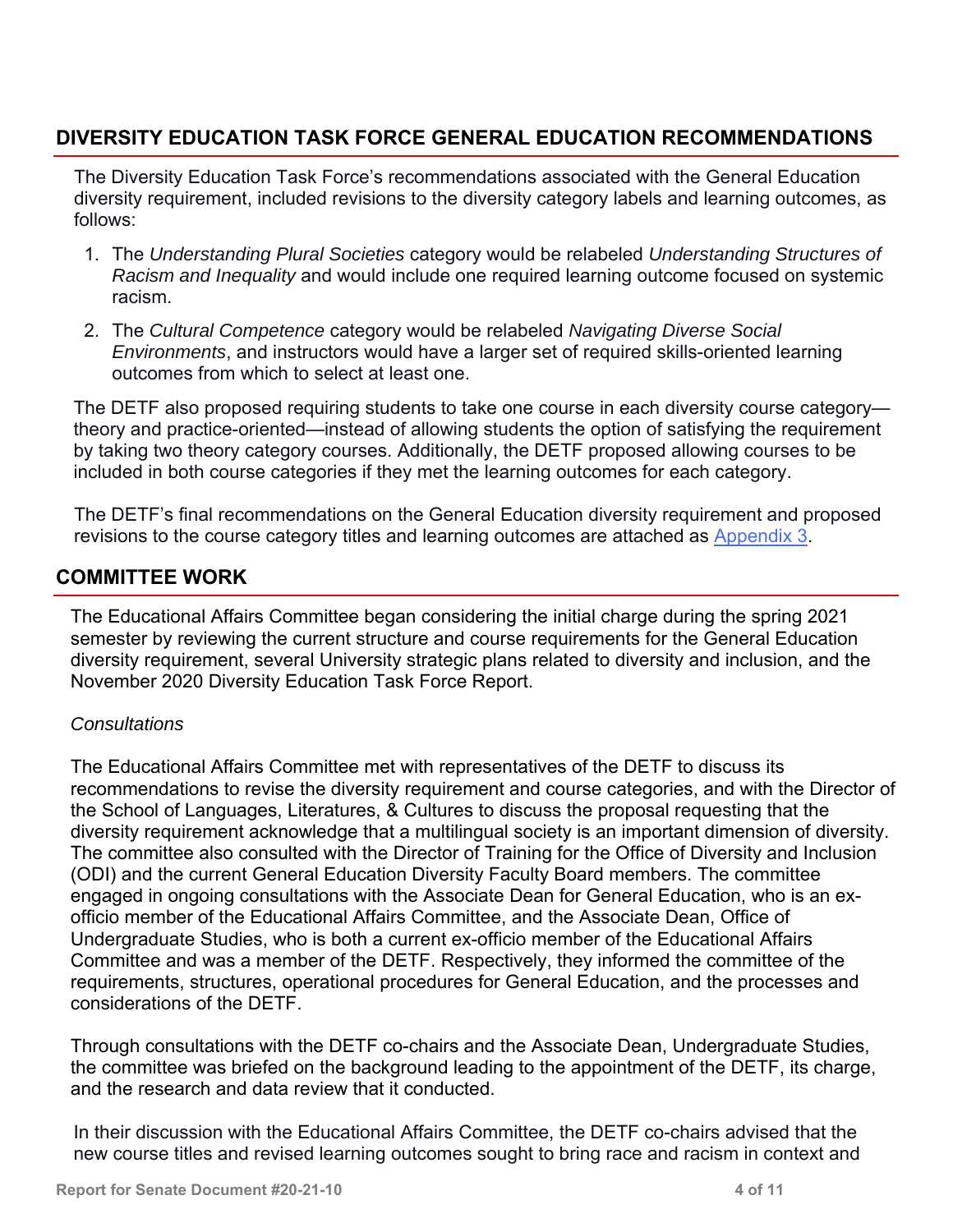## DIVERSITY EDUCATION TASK FORCE GENERAL EDUCATION RECOMMENDATIONS

The Diversity Education Task Force's recommendations associated with the General Education diversity requirement, included revisions to the diversity category labels and learning outcomes, as follows:

1. The *Understanding Plural Societies* category would be relabeled *Understanding Structures of Racism and Inequality* and would include one required learning outcome focused on systemic racism.
2. The *Cultural Competence* category would be relabeled *Navigating Diverse Social Environments*, and instructors would have a larger set of required skills-oriented learning outcomes from which to select at least one.

The DETF also proposed requiring students to take one course in each diversity course category—theory and practice-oriented—instead of allowing students the option of satisfying the requirement by taking two theory category courses. Additionally, the DETF proposed allowing courses to be included in both course categories if they met the learning outcomes for each category.

The DETF's final recommendations on the General Education diversity requirement and proposed revisions to the course category titles and learning outcomes are attached as Appendix 3.

## COMMITTEE WORK

The Educational Affairs Committee began considering the initial charge during the spring 2021 semester by reviewing the current structure and course requirements for the General Education diversity requirement, several University strategic plans related to diversity and inclusion, and the November 2020 Diversity Education Task Force Report.

*Consultations*

The Educational Affairs Committee met with representatives of the DETF to discuss its recommendations to revise the diversity requirement and course categories, and with the Director of the School of Languages, Literatures, & Cultures to discuss the proposal requesting that the diversity requirement acknowledge that a multilingual society is an important dimension of diversity. The committee also consulted with the Director of Training for the Office of Diversity and Inclusion (ODI) and the current General Education Diversity Faculty Board members. The committee engaged in ongoing consultations with the Associate Dean for General Education, who is an ex-officio member of the Educational Affairs Committee, and the Associate Dean, Office of Undergraduate Studies, who is both a current ex-officio member of the Educational Affairs Committee and was a member of the DETF. Respectively, they informed the committee of the requirements, structures, operational procedures for General Education, and the processes and considerations of the DETF.

Through consultations with the DETF co-chairs and the Associate Dean, Undergraduate Studies, the committee was briefed on the background leading to the appointment of the DETF, its charge, and the research and data review that it conducted.

In their discussion with the Educational Affairs Committee, the DETF co-chairs advised that the new course titles and revised learning outcomes sought to bring race and racism in context and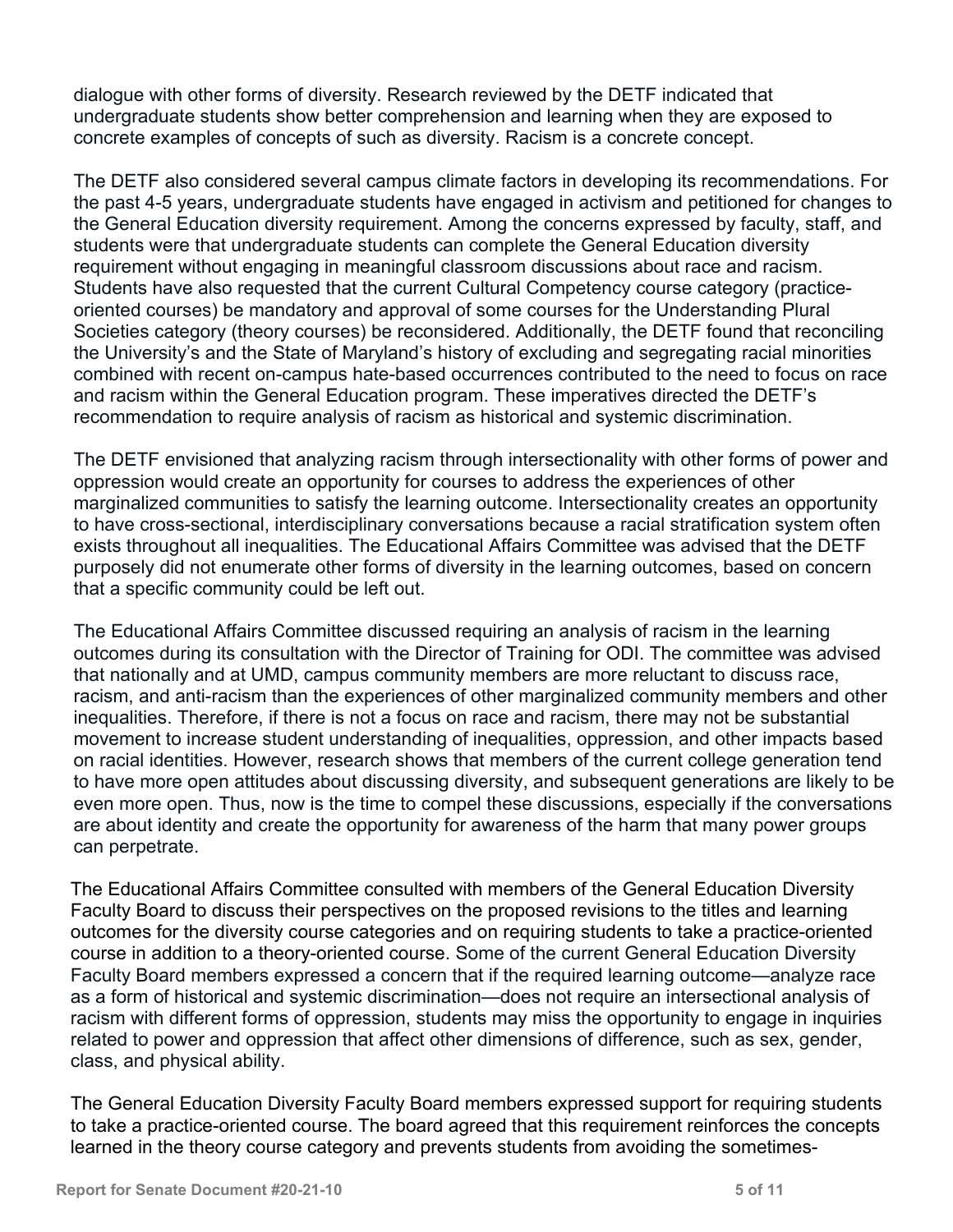dialogue with other forms of diversity. Research reviewed by the DETF indicated that undergraduate students show better comprehension and learning when they are exposed to concrete examples of concepts of such as diversity. Racism is a concrete concept.

The DETF also considered several campus climate factors in developing its recommendations. For the past 4-5 years, undergraduate students have engaged in activism and petitioned for changes to the General Education diversity requirement. Among the concerns expressed by faculty, staff, and students were that undergraduate students can complete the General Education diversity requirement without engaging in meaningful classroom discussions about race and racism. Students have also requested that the current Cultural Competency course category (practice-oriented courses) be mandatory and approval of some courses for the Understanding Plural Societies category (theory courses) be reconsidered. Additionally, the DETF found that reconciling the University's and the State of Maryland's history of excluding and segregating racial minorities combined with recent on-campus hate-based occurrences contributed to the need to focus on race and racism within the General Education program. These imperatives directed the DETF's recommendation to require analysis of racism as historical and systemic discrimination.

The DETF envisioned that analyzing racism through intersectionality with other forms of power and oppression would create an opportunity for courses to address the experiences of other marginalized communities to satisfy the learning outcome. Intersectionality creates an opportunity to have cross-sectional, interdisciplinary conversations because a racial stratification system often exists throughout all inequalities. The Educational Affairs Committee was advised that the DETF purposely did not enumerate other forms of diversity in the learning outcomes, based on concern that a specific community could be left out.

The Educational Affairs Committee discussed requiring an analysis of racism in the learning outcomes during its consultation with the Director of Training for ODI. The committee was advised that nationally and at UMD, campus community members are more reluctant to discuss race, racism, and anti-racism than the experiences of other marginalized community members and other inequalities. Therefore, if there is not a focus on race and racism, there may not be substantial movement to increase student understanding of inequalities, oppression, and other impacts based on racial identities. However, research shows that members of the current college generation tend to have more open attitudes about discussing diversity, and subsequent generations are likely to be even more open. Thus, now is the time to compel these discussions, especially if the conversations are about identity and create the opportunity for awareness of the harm that many power groups can perpetrate.

The Educational Affairs Committee consulted with members of the General Education Diversity Faculty Board to discuss their perspectives on the proposed revisions to the titles and learning outcomes for the diversity course categories and on requiring students to take a practice-oriented course in addition to a theory-oriented course. Some of the current General Education Diversity Faculty Board members expressed a concern that if the required learning outcome—analyze race as a form of historical and systemic discrimination—does not require an intersectional analysis of racism with different forms of oppression, students may miss the opportunity to engage in inquiries related to power and oppression that affect other dimensions of difference, such as sex, gender, class, and physical ability.

The General Education Diversity Faculty Board members expressed support for requiring students to take a practice-oriented course. The board agreed that this requirement reinforces the concepts learned in the theory course category and prevents students from avoiding the sometimes-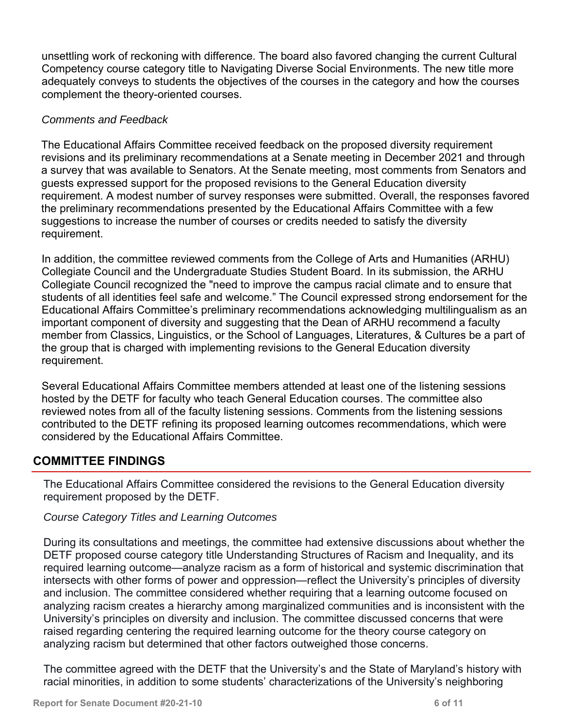unsettling work of reckoning with difference. The board also favored changing the current Cultural Competency course category title to Navigating Diverse Social Environments. The new title more adequately conveys to students the objectives of the courses in the category and how the courses complement the theory-oriented courses.

*Comments and Feedback*

The Educational Affairs Committee received feedback on the proposed diversity requirement revisions and its preliminary recommendations at a Senate meeting in December 2021 and through a survey that was available to Senators. At the Senate meeting, most comments from Senators and guests expressed support for the proposed revisions to the General Education diversity requirement. A modest number of survey responses were submitted. Overall, the responses favored the preliminary recommendations presented by the Educational Affairs Committee with a few suggestions to increase the number of courses or credits needed to satisfy the diversity requirement.

In addition, the committee reviewed comments from the College of Arts and Humanities (ARHU) Collegiate Council and the Undergraduate Studies Student Board. In its submission, the ARHU Collegiate Council recognized the "need to improve the campus racial climate and to ensure that students of all identities feel safe and welcome." The Council expressed strong endorsement for the Educational Affairs Committee's preliminary recommendations acknowledging multilingualism as an important component of diversity and suggesting that the Dean of ARHU recommend a faculty member from Classics, Linguistics, or the School of Languages, Literatures, & Cultures be a part of the group that is charged with implementing revisions to the General Education diversity requirement.

Several Educational Affairs Committee members attended at least one of the listening sessions hosted by the DETF for faculty who teach General Education courses. The committee also reviewed notes from all of the faculty listening sessions. Comments from the listening sessions contributed to the DETF refining its proposed learning outcomes recommendations, which were considered by the Educational Affairs Committee.

## COMMITTEE FINDINGS

The Educational Affairs Committee considered the revisions to the General Education diversity requirement proposed by the DETF.

*Course Category Titles and Learning Outcomes*

During its consultations and meetings, the committee had extensive discussions about whether the DETF proposed course category title Understanding Structures of Racism and Inequality, and its required learning outcome—analyze racism as a form of historical and systemic discrimination that intersects with other forms of power and oppression—reflect the University's principles of diversity and inclusion. The committee considered whether requiring that a learning outcome focused on analyzing racism creates a hierarchy among marginalized communities and is inconsistent with the University's principles on diversity and inclusion. The committee discussed concerns that were raised regarding centering the required learning outcome for the theory course category on analyzing racism but determined that other factors outweighed those concerns.

The committee agreed with the DETF that the University's and the State of Maryland's history with racial minorities, in addition to some students' characterizations of the University's neighboring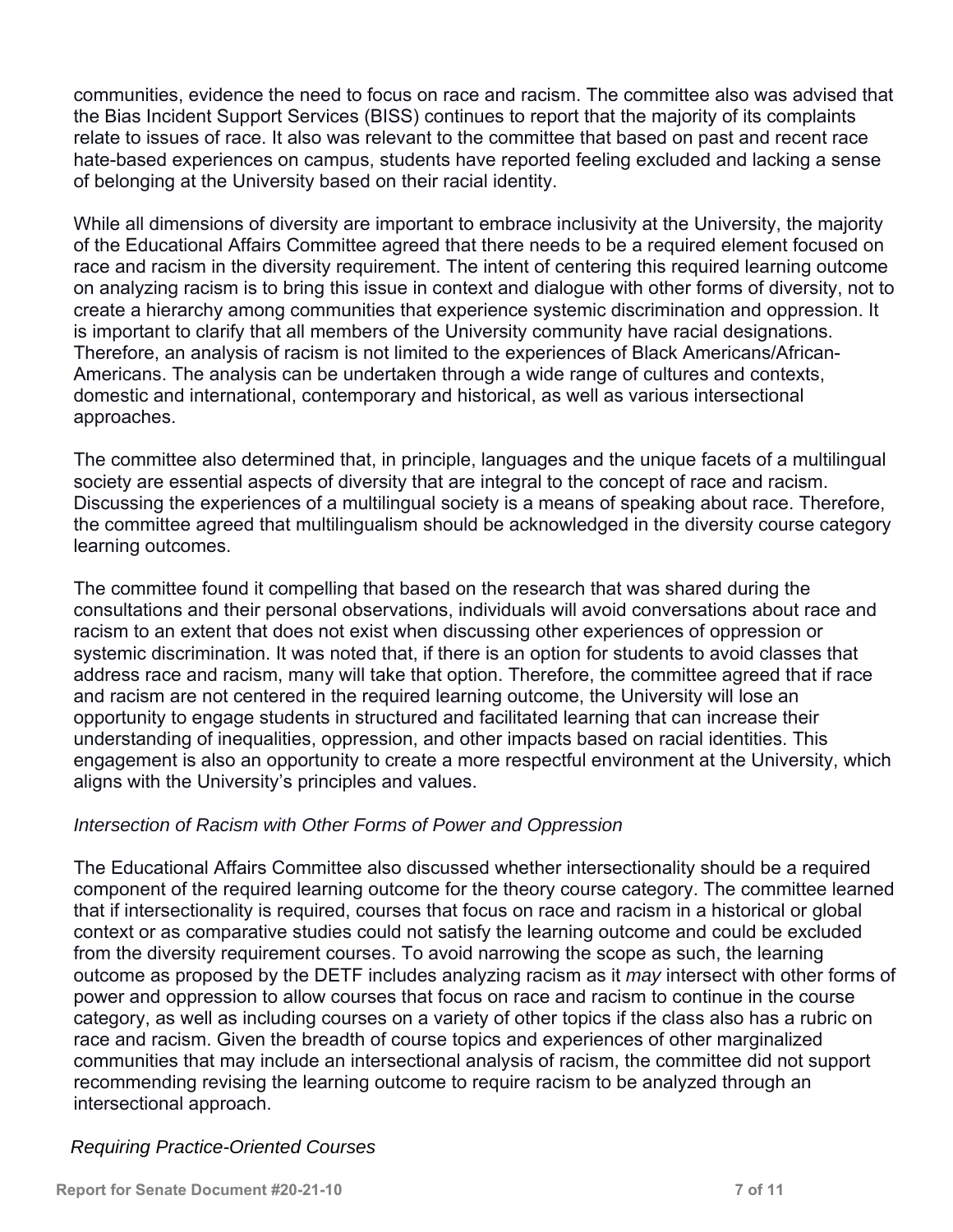communities, evidence the need to focus on race and racism. The committee also was advised that the Bias Incident Support Services (BISS) continues to report that the majority of its complaints relate to issues of race. It also was relevant to the committee that based on past and recent race hate-based experiences on campus, students have reported feeling excluded and lacking a sense of belonging at the University based on their racial identity.

While all dimensions of diversity are important to embrace inclusivity at the University, the majority of the Educational Affairs Committee agreed that there needs to be a required element focused on race and racism in the diversity requirement. The intent of centering this required learning outcome on analyzing racism is to bring this issue in context and dialogue with other forms of diversity, not to create a hierarchy among communities that experience systemic discrimination and oppression. It is important to clarify that all members of the University community have racial designations. Therefore, an analysis of racism is not limited to the experiences of Black Americans/African-Americans. The analysis can be undertaken through a wide range of cultures and contexts, domestic and international, contemporary and historical, as well as various intersectional approaches.

The committee also determined that, in principle, languages and the unique facets of a multilingual society are essential aspects of diversity that are integral to the concept of race and racism. Discussing the experiences of a multilingual society is a means of speaking about race. Therefore, the committee agreed that multilingualism should be acknowledged in the diversity course category learning outcomes.

The committee found it compelling that based on the research that was shared during the consultations and their personal observations, individuals will avoid conversations about race and racism to an extent that does not exist when discussing other experiences of oppression or systemic discrimination. It was noted that, if there is an option for students to avoid classes that address race and racism, many will take that option. Therefore, the committee agreed that if race and racism are not centered in the required learning outcome, the University will lose an opportunity to engage students in structured and facilitated learning that can increase their understanding of inequalities, oppression, and other impacts based on racial identities. This engagement is also an opportunity to create a more respectful environment at the University, which aligns with the University's principles and values.

*Intersection of Racism with Other Forms of Power and Oppression*

The Educational Affairs Committee also discussed whether intersectionality should be a required component of the required learning outcome for the theory course category. The committee learned that if intersectionality is required, courses that focus on race and racism in a historical or global context or as comparative studies could not satisfy the learning outcome and could be excluded from the diversity requirement courses. To avoid narrowing the scope as such, the learning outcome as proposed by the DETF includes analyzing racism as it *may* intersect with other forms of power and oppression to allow courses that focus on race and racism to continue in the course category, as well as including courses on a variety of other topics if the class also has a rubric on race and racism. Given the breadth of course topics and experiences of other marginalized communities that may include an intersectional analysis of racism, the committee did not support recommending revising the learning outcome to require racism to be analyzed through an intersectional approach.

*Requiring Practice-Oriented Courses*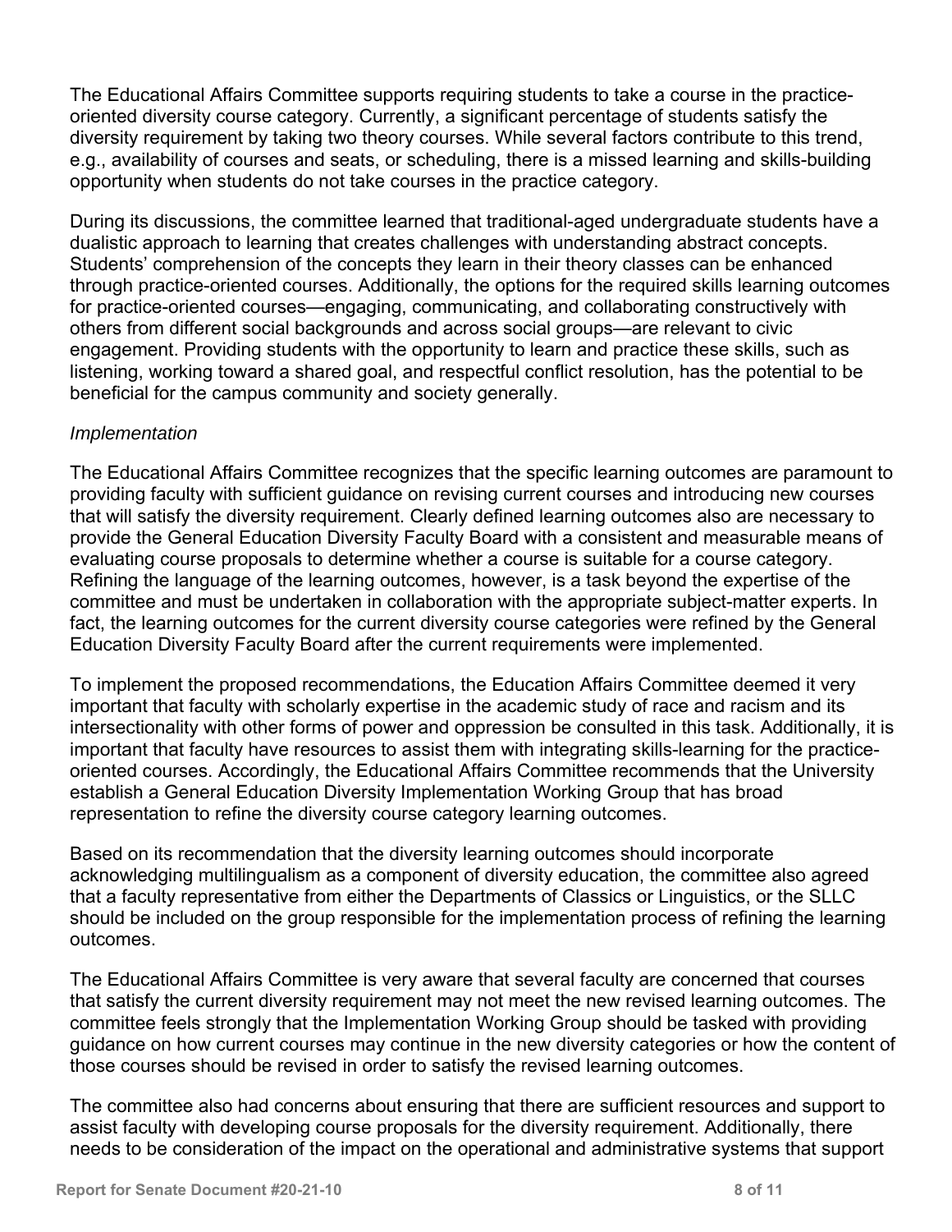The Educational Affairs Committee supports requiring students to take a course in the practice-oriented diversity course category. Currently, a significant percentage of students satisfy the diversity requirement by taking two theory courses. While several factors contribute to this trend, e.g., availability of courses and seats, or scheduling, there is a missed learning and skills-building opportunity when students do not take courses in the practice category.

During its discussions, the committee learned that traditional-aged undergraduate students have a dualistic approach to learning that creates challenges with understanding abstract concepts. Students' comprehension of the concepts they learn in their theory classes can be enhanced through practice-oriented courses. Additionally, the options for the required skills learning outcomes for practice-oriented courses—engaging, communicating, and collaborating constructively with others from different social backgrounds and across social groups—are relevant to civic engagement. Providing students with the opportunity to learn and practice these skills, such as listening, working toward a shared goal, and respectful conflict resolution, has the potential to be beneficial for the campus community and society generally.

*Implementation*

The Educational Affairs Committee recognizes that the specific learning outcomes are paramount to providing faculty with sufficient guidance on revising current courses and introducing new courses that will satisfy the diversity requirement. Clearly defined learning outcomes also are necessary to provide the General Education Diversity Faculty Board with a consistent and measurable means of evaluating course proposals to determine whether a course is suitable for a course category. Refining the language of the learning outcomes, however, is a task beyond the expertise of the committee and must be undertaken in collaboration with the appropriate subject-matter experts. In fact, the learning outcomes for the current diversity course categories were refined by the General Education Diversity Faculty Board after the current requirements were implemented.

To implement the proposed recommendations, the Education Affairs Committee deemed it very important that faculty with scholarly expertise in the academic study of race and racism and its intersectionality with other forms of power and oppression be consulted in this task. Additionally, it is important that faculty have resources to assist them with integrating skills-learning for the practice-oriented courses. Accordingly, the Educational Affairs Committee recommends that the University establish a General Education Diversity Implementation Working Group that has broad representation to refine the diversity course category learning outcomes.

Based on its recommendation that the diversity learning outcomes should incorporate acknowledging multilingualism as a component of diversity education, the committee also agreed that a faculty representative from either the Departments of Classics or Linguistics, or the SLLC should be included on the group responsible for the implementation process of refining the learning outcomes.

The Educational Affairs Committee is very aware that several faculty are concerned that courses that satisfy the current diversity requirement may not meet the new revised learning outcomes. The committee feels strongly that the Implementation Working Group should be tasked with providing guidance on how current courses may continue in the new diversity categories or how the content of those courses should be revised in order to satisfy the revised learning outcomes.

The committee also had concerns about ensuring that there are sufficient resources and support to assist faculty with developing course proposals for the diversity requirement. Additionally, there needs to be consideration of the impact on the operational and administrative systems that support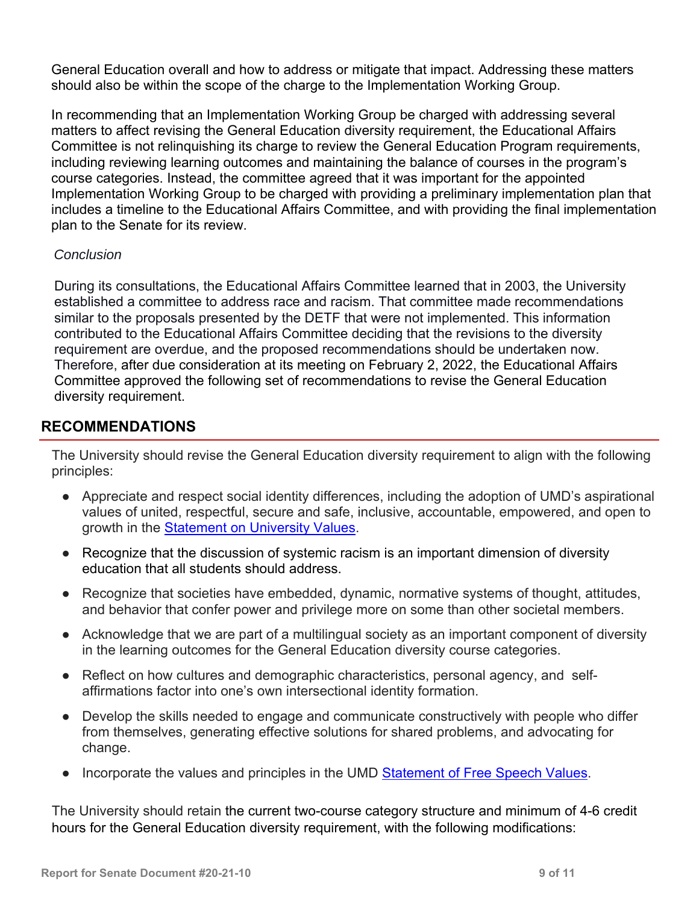General Education overall and how to address or mitigate that impact. Addressing these matters should also be within the scope of the charge to the Implementation Working Group.

In recommending that an Implementation Working Group be charged with addressing several matters to affect revising the General Education diversity requirement, the Educational Affairs Committee is not relinquishing its charge to review the General Education Program requirements, including reviewing learning outcomes and maintaining the balance of courses in the program's course categories. Instead, the committee agreed that it was important for the appointed Implementation Working Group to be charged with providing a preliminary implementation plan that includes a timeline to the Educational Affairs Committee, and with providing the final implementation plan to the Senate for its review.

*Conclusion*

During its consultations, the Educational Affairs Committee learned that in 2003, the University established a committee to address race and racism. That committee made recommendations similar to the proposals presented by the DETF that were not implemented. This information contributed to the Educational Affairs Committee deciding that the revisions to the diversity requirement are overdue, and the proposed recommendations should be undertaken now. Therefore, after due consideration at its meeting on February 2, 2022, the Educational Affairs Committee approved the following set of recommendations to revise the General Education diversity requirement.

## RECOMMENDATIONS

The University should revise the General Education diversity requirement to align with the following principles:

- Appreciate and respect social identity differences, including the adoption of UMD's aspirational values of united, respectful, secure and safe, inclusive, accountable, empowered, and open to growth in the Statement on University Values.
- Recognize that the discussion of systemic racism is an important dimension of diversity education that all students should address.
- Recognize that societies have embedded, dynamic, normative systems of thought, attitudes, and behavior that confer power and privilege more on some than other societal members.
- Acknowledge that we are part of a multilingual society as an important component of diversity in the learning outcomes for the General Education diversity course categories.
- Reflect on how cultures and demographic characteristics, personal agency, and self-affirmations factor into one's own intersectional identity formation.
- Develop the skills needed to engage and communicate constructively with people who differ from themselves, generating effective solutions for shared problems, and advocating for change.
- Incorporate the values and principles in the UMD Statement of Free Speech Values.

The University should retain the current two-course category structure and minimum of 4-6 credit hours for the General Education diversity requirement, with the following modifications: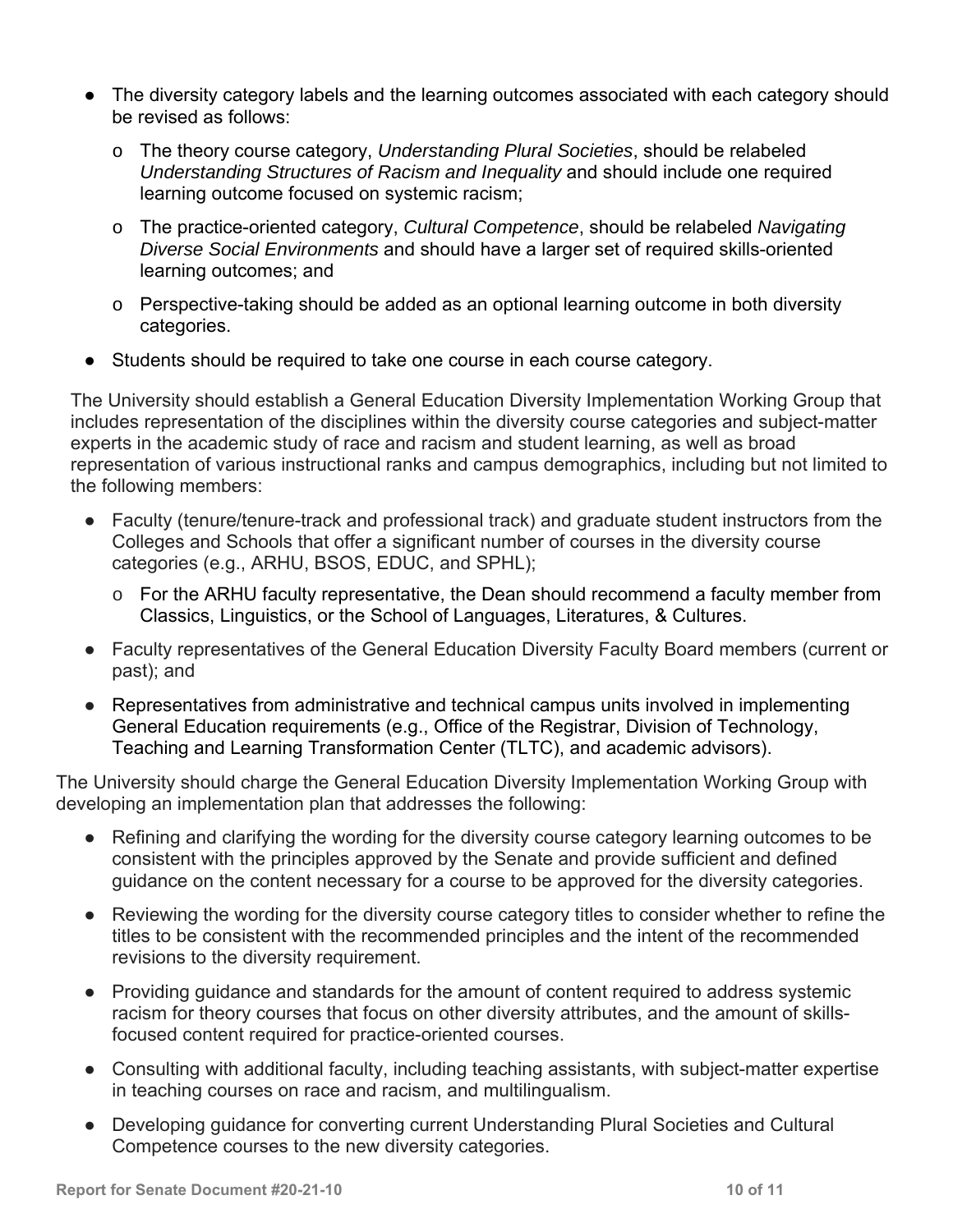- The diversity category labels and the learning outcomes associated with each category should be revised as follows:
  - The theory course category, *Understanding Plural Societies*, should be relabeled *Understanding Structures of Racism and Inequality* and should include one required learning outcome focused on systemic racism;
  - The practice-oriented category, *Cultural Competence*, should be relabeled *Navigating Diverse Social Environments* and should have a larger set of required skills-oriented learning outcomes; and
  - Perspective-taking should be added as an optional learning outcome in both diversity categories.
- Students should be required to take one course in each course category.

The University should establish a General Education Diversity Implementation Working Group that includes representation of the disciplines within the diversity course categories and subject-matter experts in the academic study of race and racism and student learning, as well as broad representation of various instructional ranks and campus demographics, including but not limited to the following members:

- Faculty (tenure/tenure-track and professional track) and graduate student instructors from the Colleges and Schools that offer a significant number of courses in the diversity course categories (e.g., ARHU, BSOS, EDUC, and SPHL);
  - For the ARHU faculty representative, the Dean should recommend a faculty member from Classics, Linguistics, or the School of Languages, Literatures, & Cultures.
- Faculty representatives of the General Education Diversity Faculty Board members (current or past); and
- Representatives from administrative and technical campus units involved in implementing General Education requirements (e.g., Office of the Registrar, Division of Technology, Teaching and Learning Transformation Center (TLTC), and academic advisors).

The University should charge the General Education Diversity Implementation Working Group with developing an implementation plan that addresses the following:

- Refining and clarifying the wording for the diversity course category learning outcomes to be consistent with the principles approved by the Senate and provide sufficient and defined guidance on the content necessary for a course to be approved for the diversity categories.
- Reviewing the wording for the diversity course category titles to consider whether to refine the titles to be consistent with the recommended principles and the intent of the recommended revisions to the diversity requirement.
- Providing guidance and standards for the amount of content required to address systemic racism for theory courses that focus on other diversity attributes, and the amount of skills-focused content required for practice-oriented courses.
- Consulting with additional faculty, including teaching assistants, with subject-matter expertise in teaching courses on race and racism, and multilingualism.
- Developing guidance for converting current Understanding Plural Societies and Cultural Competence courses to the new diversity categories.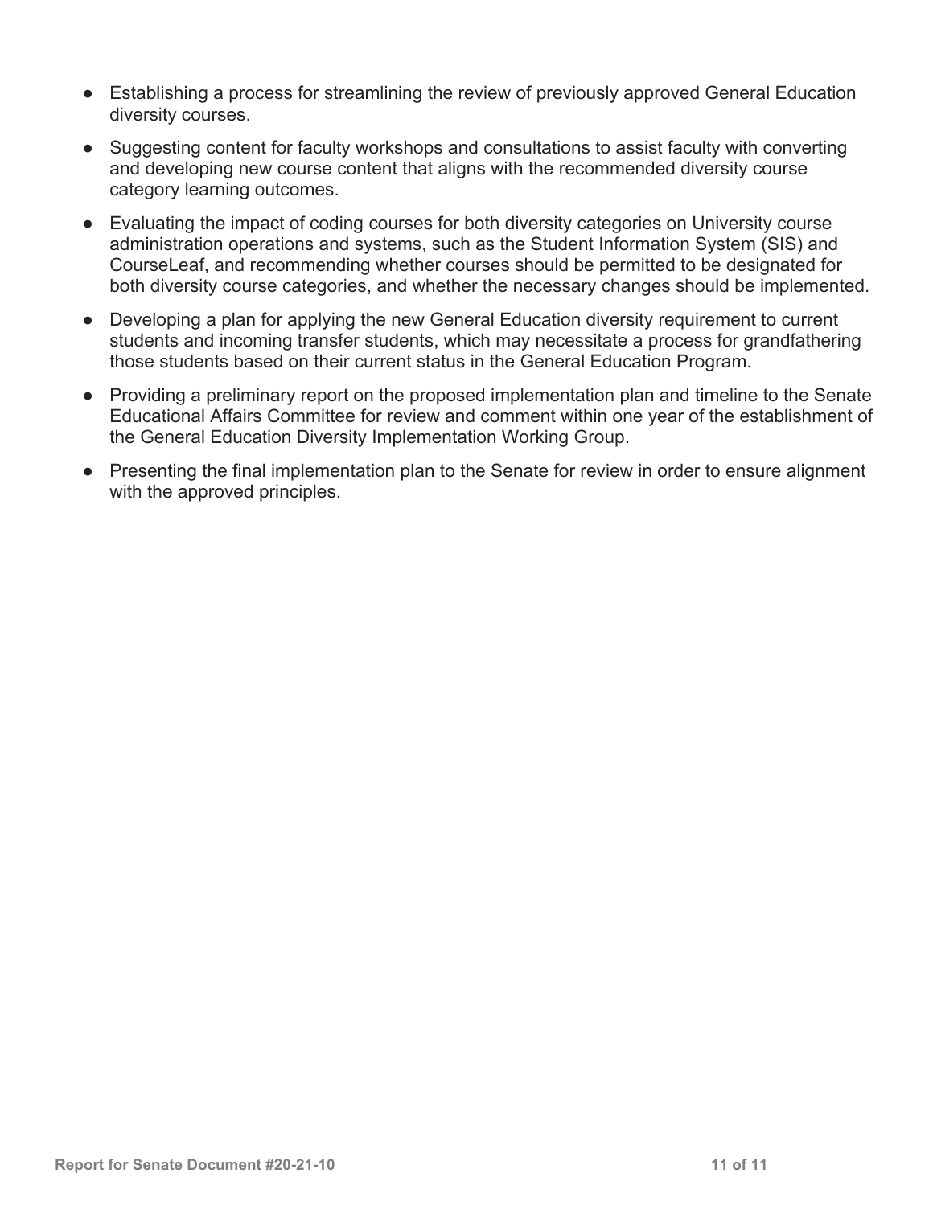- Establishing a process for streamlining the review of previously approved General Education diversity courses.
- Suggesting content for faculty workshops and consultations to assist faculty with converting and developing new course content that aligns with the recommended diversity course category learning outcomes.
- Evaluating the impact of coding courses for both diversity categories on University course administration operations and systems, such as the Student Information System (SIS) and CourseLeaf, and recommending whether courses should be permitted to be designated for both diversity course categories, and whether the necessary changes should be implemented.
- Developing a plan for applying the new General Education diversity requirement to current students and incoming transfer students, which may necessitate a process for grandfathering those students based on their current status in the General Education Program.
- Providing a preliminary report on the proposed implementation plan and timeline to the Senate Educational Affairs Committee for review and comment within one year of the establishment of the General Education Diversity Implementation Working Group.
- Presenting the final implementation plan to the Senate for review in order to ensure alignment with the approved principles.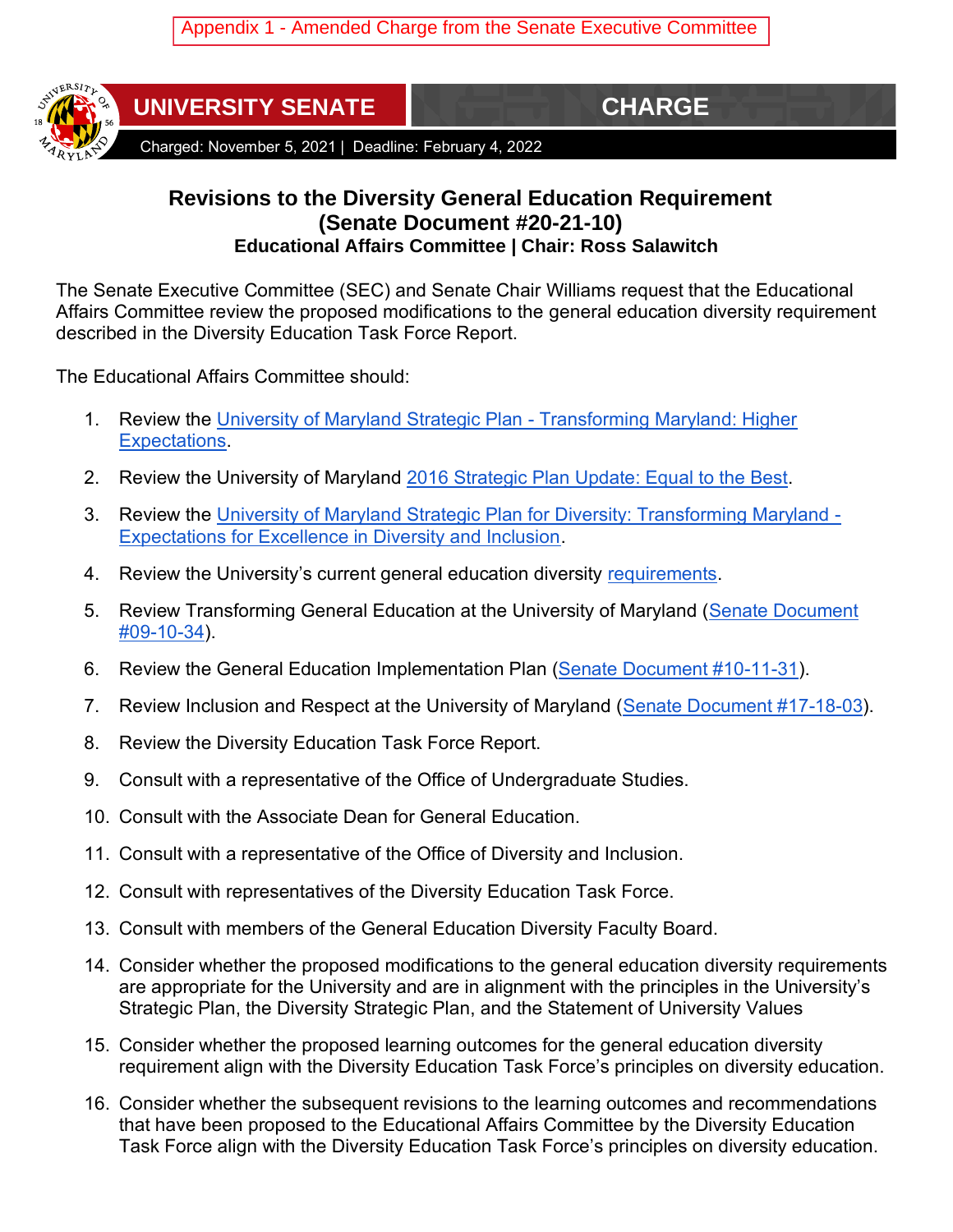Appendix 1 - Amended Charge from the Senate Executive Committee

**UNIVERSITY SENATE** | **CHARGE**

Charged: November 5, 2021 | Deadline: February 4, 2022

## Revisions to the Diversity General Education Requirement (Senate Document #20-21-10)

### Educational Affairs Committee | Chair: Ross Salawitch

The Senate Executive Committee (SEC) and Senate Chair Williams request that the Educational Affairs Committee review the proposed modifications to the general education diversity requirement described in the Diversity Education Task Force Report.

The Educational Affairs Committee should:

1. Review the University of Maryland Strategic Plan - Transforming Maryland: Higher Expectations.
2. Review the University of Maryland 2016 Strategic Plan Update: Equal to the Best.
3. Review the University of Maryland Strategic Plan for Diversity: Transforming Maryland - Expectations for Excellence in Diversity and Inclusion.
4. Review the University's current general education diversity requirements.
5. Review Transforming General Education at the University of Maryland (Senate Document #09-10-34).
6. Review the General Education Implementation Plan (Senate Document #10-11-31).
7. Review Inclusion and Respect at the University of Maryland (Senate Document #17-18-03).
8. Review the Diversity Education Task Force Report.
9. Consult with a representative of the Office of Undergraduate Studies.
10. Consult with the Associate Dean for General Education.
11. Consult with a representative of the Office of Diversity and Inclusion.
12. Consult with representatives of the Diversity Education Task Force.
13. Consult with members of the General Education Diversity Faculty Board.
14. Consider whether the proposed modifications to the general education diversity requirements are appropriate for the University and are in alignment with the principles in the University's Strategic Plan, the Diversity Strategic Plan, and the Statement of University Values
15. Consider whether the proposed learning outcomes for the general education diversity requirement align with the Diversity Education Task Force's principles on diversity education.
16. Consider whether the subsequent revisions to the learning outcomes and recommendations that have been proposed to the Educational Affairs Committee by the Diversity Education Task Force align with the Diversity Education Task Force's principles on diversity education.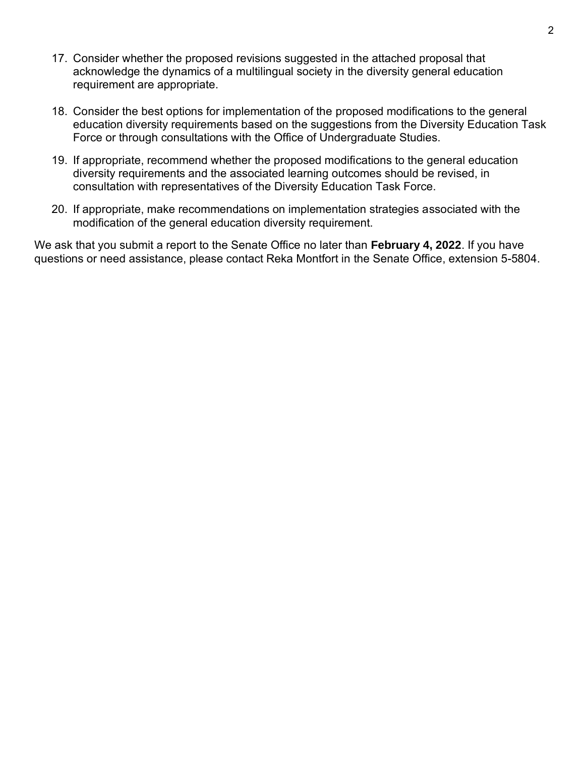17. Consider whether the proposed revisions suggested in the attached proposal that acknowledge the dynamics of a multilingual society in the diversity general education requirement are appropriate.

18. Consider the best options for implementation of the proposed modifications to the general education diversity requirements based on the suggestions from the Diversity Education Task Force or through consultations with the Office of Undergraduate Studies.

19. If appropriate, recommend whether the proposed modifications to the general education diversity requirements and the associated learning outcomes should be revised, in consultation with representatives of the Diversity Education Task Force.

20. If appropriate, make recommendations on implementation strategies associated with the modification of the general education diversity requirement.

We ask that you submit a report to the Senate Office no later than **February 4, 2022**. If you have questions or need assistance, please contact Reka Montfort in the Senate Office, extension 5-5804.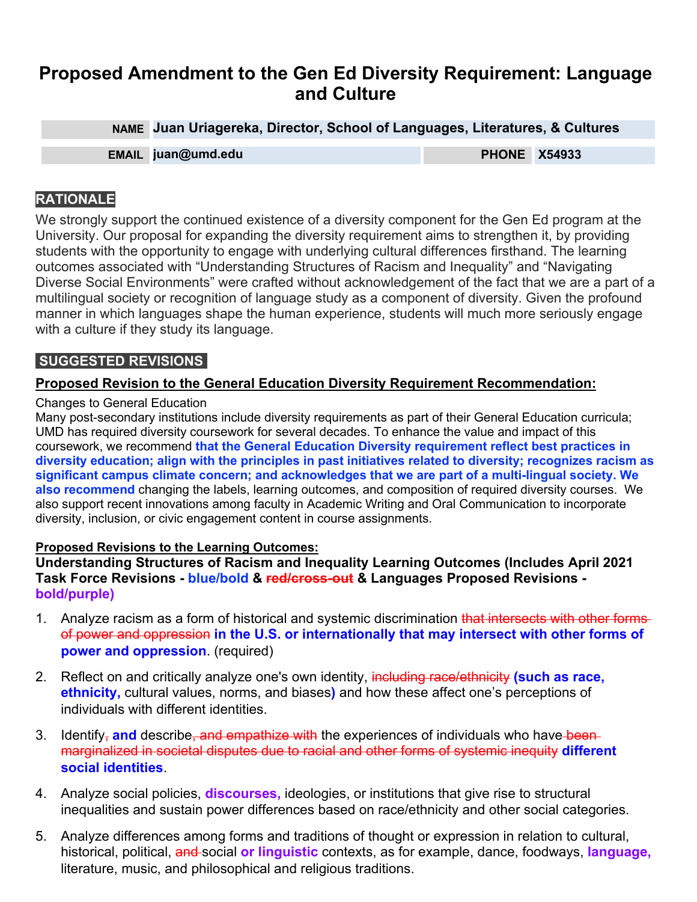# Proposed Amendment to the Gen Ed Diversity Requirement: Language and Culture

| NAME | Juan Uriagereka, Director, School of Languages, Literatures, & Cultures | | |
|---|---|---|---|
| EMAIL | juan@umd.edu | PHONE | X54933 |

## RATIONALE

We strongly support the continued existence of a diversity component for the Gen Ed program at the University. Our proposal for expanding the diversity requirement aims to strengthen it, by providing students with the opportunity to engage with underlying cultural differences firsthand. The learning outcomes associated with "Understanding Structures of Racism and Inequality" and "Navigating Diverse Social Environments" were crafted without acknowledgement of the fact that we are a part of a multilingual society or recognition of language study as a component of diversity. Given the profound manner in which languages shape the human experience, students will much more seriously engage with a culture if they study its language.

## SUGGESTED REVISIONS

**Proposed Revision to the General Education Diversity Requirement Recommendation:**

Changes to General Education

Many post-secondary institutions include diversity requirements as part of their General Education curricula; UMD has required diversity coursework for several decades. To enhance the value and impact of this coursework, we recommend **that the General Education Diversity requirement reflect best practices in diversity education; align with the principles in past initiatives related to diversity; recognizes racism as significant campus climate concern; and acknowledges that we are part of a multi-lingual society. We also recommend** changing the labels, learning outcomes, and composition of required diversity courses. We also support recent innovations among faculty in Academic Writing and Oral Communication to incorporate diversity, inclusion, or civic engagement content in course assignments.

**Proposed Revisions to the Learning Outcomes:**

**Understanding Structures of Racism and Inequality Learning Outcomes (Includes April 2021 Task Force Revisions - blue/bold & ~~red/cross-out~~ & Languages Proposed Revisions - bold/purple)**

1. Analyze racism as a form of historical and systemic discrimination ~~that intersects with other forms of power and oppression~~ **in the U.S. or internationally that may intersect with other forms of power and oppression**. (required)

2. Reflect on and critically analyze one's own identity, ~~including race/ethnicity~~ **(such as race, ethnicity,** cultural values, norms, and biases**)** and how these affect one's perceptions of individuals with different identities.

3. Identify~~,~~ **and** describe~~, and empathize with~~ the experiences of individuals who have ~~been marginalized in societal disputes due to racial and other forms of systemic inequity~~ **different social identities**.

4. Analyze social policies, **discourses,** ideologies, or institutions that give rise to structural inequalities and sustain power differences based on race/ethnicity and other social categories.

5. Analyze differences among forms and traditions of thought or expression in relation to cultural, historical, political, ~~and~~ social **or linguistic** contexts, as for example, dance, foodways, **language,** literature, music, and philosophical and religious traditions.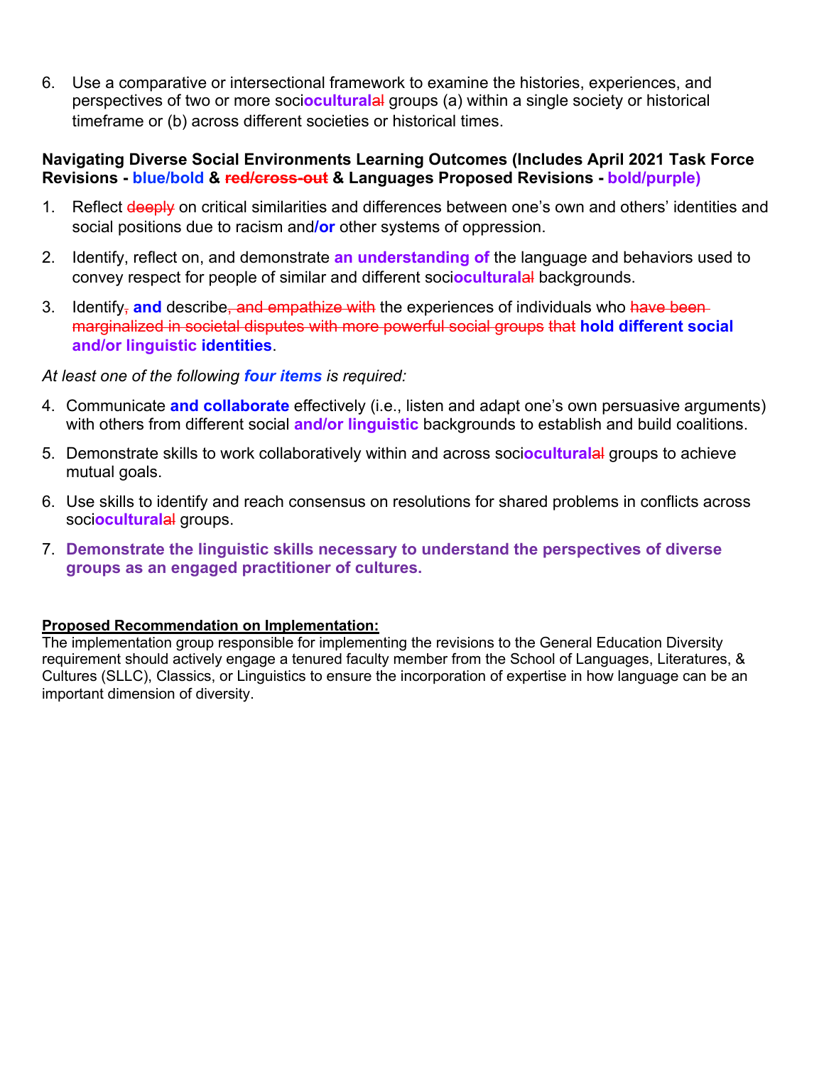6. Use a comparative or intersectional framework to examine the histories, experiences, and perspectives of two or more soci**ocultural**~~al~~ groups (a) within a single society or historical timeframe or (b) across different societies or historical times.

**Navigating Diverse Social Environments Learning Outcomes (Includes April 2021 Task Force Revisions - blue/bold & ~~red/cross-out~~ & Languages Proposed Revisions - bold/purple)**

1. Reflect ~~deeply~~ on critical similarities and differences between one's own and others' identities and social positions due to racism and**/or** other systems of oppression.
2. Identify, reflect on, and demonstrate **an understanding of** the language and behaviors used to convey respect for people of similar and different soci**ocultural**~~al~~ backgrounds.
3. Identify~~,~~ **and** describe~~, and empathize with~~ the experiences of individuals who ~~have been marginalized in societal disputes with more powerful social groups that~~ **hold different social and/or linguistic identities**.

*At least one of the following* ***four items*** *is required:*

4. Communicate **and collaborate** effectively (i.e., listen and adapt one's own persuasive arguments) with others from different social **and/or linguistic** backgrounds to establish and build coalitions.
5. Demonstrate skills to work collaboratively within and across soci**ocultural**~~al~~ groups to achieve mutual goals.
6. Use skills to identify and reach consensus on resolutions for shared problems in conflicts across soci**ocultural**~~al~~ groups.
7. **Demonstrate the linguistic skills necessary to understand the perspectives of diverse groups as an engaged practitioner of cultures.**

**Proposed Recommendation on Implementation:**

The implementation group responsible for implementing the revisions to the General Education Diversity requirement should actively engage a tenured faculty member from the School of Languages, Literatures, & Cultures (SLLC), Classics, or Linguistics to ensure the incorporation of expertise in how language can be an important dimension of diversity.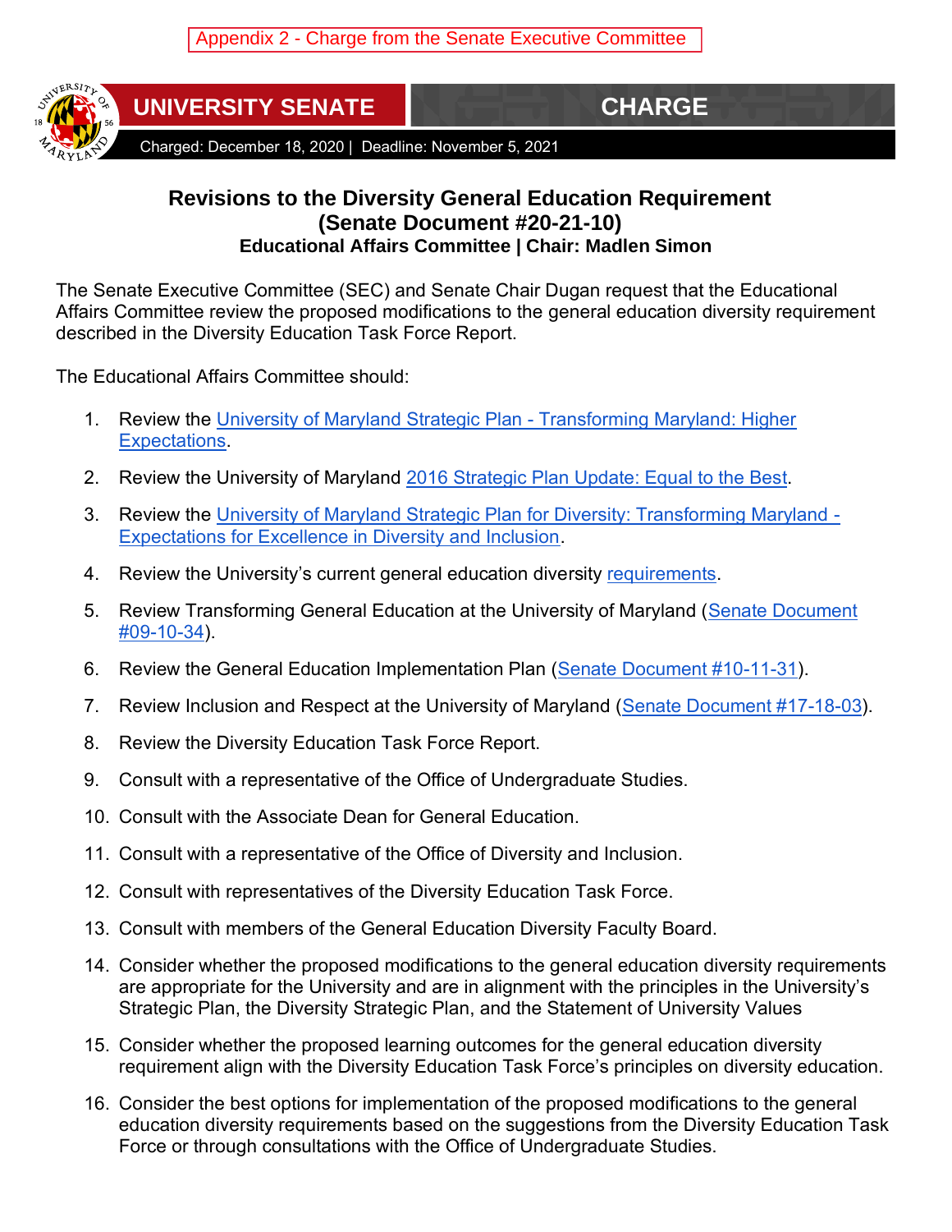Appendix 2 - Charge from the Senate Executive Committee

**UNIVERSITY SENATE** | **CHARGE**

Charged: December 18, 2020 | Deadline: November 5, 2021

## Revisions to the Diversity General Education Requirement (Senate Document #20-21-10)

### Educational Affairs Committee | Chair: Madlen Simon

The Senate Executive Committee (SEC) and Senate Chair Dugan request that the Educational Affairs Committee review the proposed modifications to the general education diversity requirement described in the Diversity Education Task Force Report.

The Educational Affairs Committee should:

1. Review the University of Maryland Strategic Plan - Transforming Maryland: Higher Expectations.
2. Review the University of Maryland 2016 Strategic Plan Update: Equal to the Best.
3. Review the University of Maryland Strategic Plan for Diversity: Transforming Maryland - Expectations for Excellence in Diversity and Inclusion.
4. Review the University's current general education diversity requirements.
5. Review Transforming General Education at the University of Maryland (Senate Document #09-10-34).
6. Review the General Education Implementation Plan (Senate Document #10-11-31).
7. Review Inclusion and Respect at the University of Maryland (Senate Document #17-18-03).
8. Review the Diversity Education Task Force Report.
9. Consult with a representative of the Office of Undergraduate Studies.
10. Consult with the Associate Dean for General Education.
11. Consult with a representative of the Office of Diversity and Inclusion.
12. Consult with representatives of the Diversity Education Task Force.
13. Consult with members of the General Education Diversity Faculty Board.
14. Consider whether the proposed modifications to the general education diversity requirements are appropriate for the University and are in alignment with the principles in the University's Strategic Plan, the Diversity Strategic Plan, and the Statement of University Values
15. Consider whether the proposed learning outcomes for the general education diversity requirement align with the Diversity Education Task Force's principles on diversity education.
16. Consider the best options for implementation of the proposed modifications to the general education diversity requirements based on the suggestions from the Diversity Education Task Force or through consultations with the Office of Undergraduate Studies.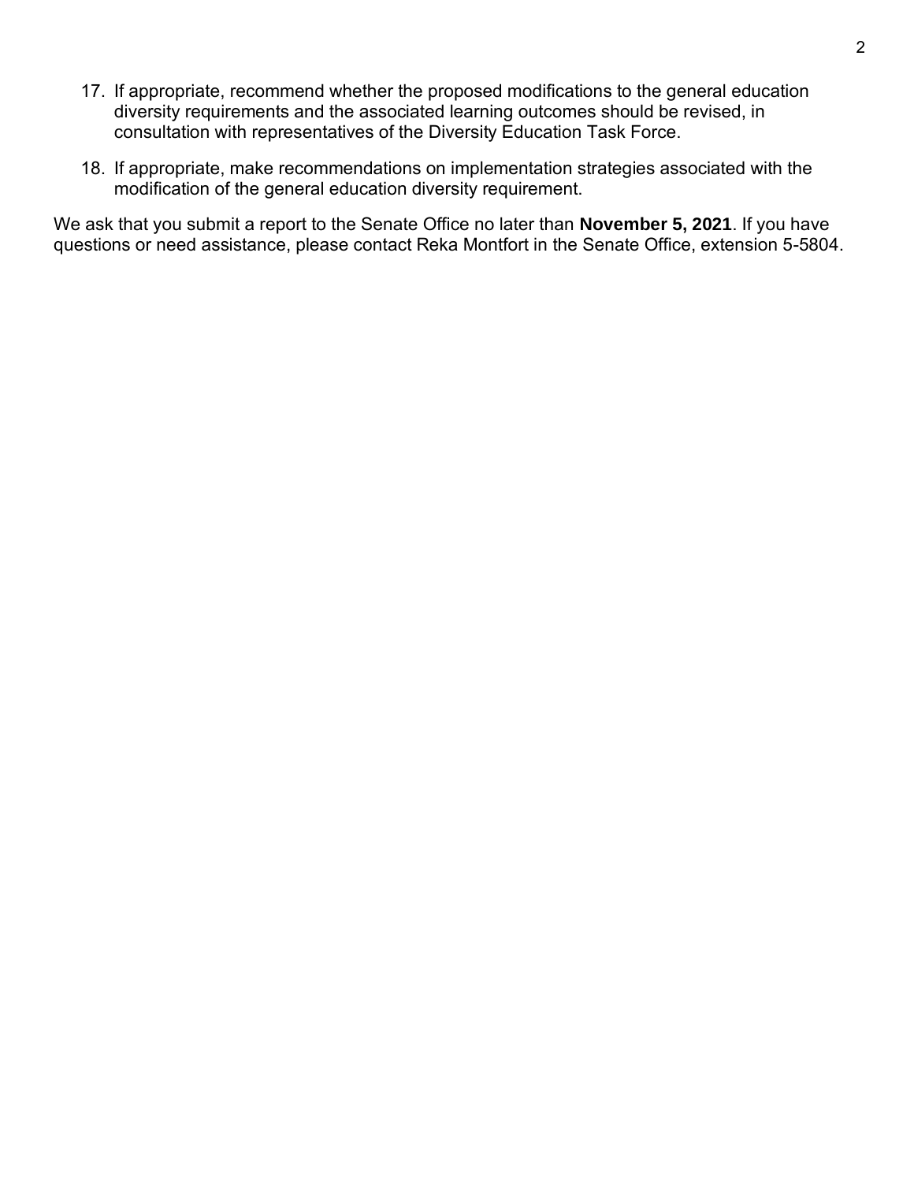17. If appropriate, recommend whether the proposed modifications to the general education diversity requirements and the associated learning outcomes should be revised, in consultation with representatives of the Diversity Education Task Force.

18. If appropriate, make recommendations on implementation strategies associated with the modification of the general education diversity requirement.

We ask that you submit a report to the Senate Office no later than **November 5, 2021**. If you have questions or need assistance, please contact Reka Montfort in the Senate Office, extension 5-5804.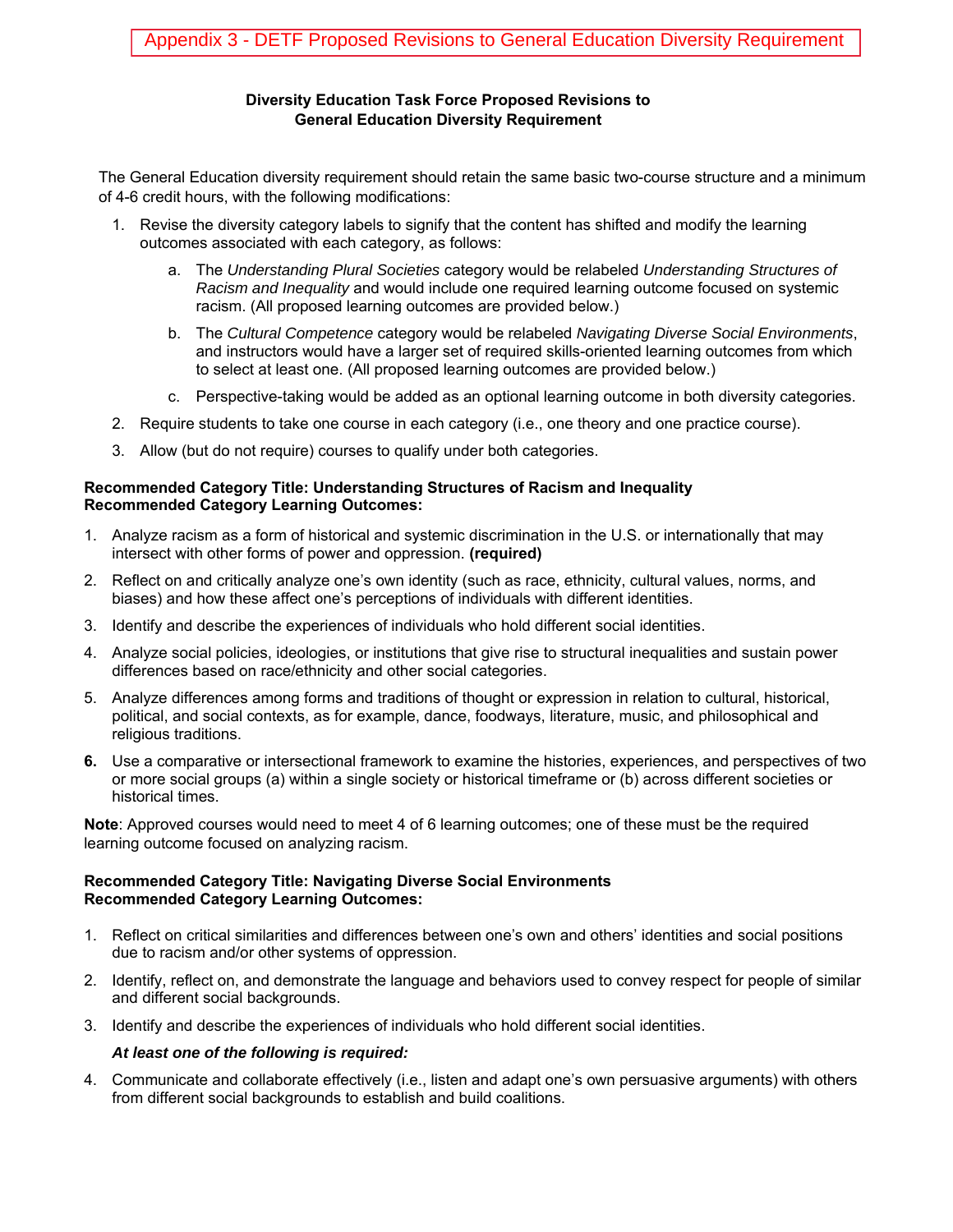Appendix 3 - DETF Proposed Revisions to General Education Diversity Requirement

**Diversity Education Task Force Proposed Revisions to General Education Diversity Requirement**

The General Education diversity requirement should retain the same basic two-course structure and a minimum of 4-6 credit hours, with the following modifications:

1. Revise the diversity category labels to signify that the content has shifted and modify the learning outcomes associated with each category, as follows:
   a. The *Understanding Plural Societies* category would be relabeled *Understanding Structures of Racism and Inequality* and would include one required learning outcome focused on systemic racism. (All proposed learning outcomes are provided below.)
   b. The *Cultural Competence* category would be relabeled *Navigating Diverse Social Environments*, and instructors would have a larger set of required skills-oriented learning outcomes from which to select at least one. (All proposed learning outcomes are provided below.)
   c. Perspective-taking would be added as an optional learning outcome in both diversity categories.
2. Require students to take one course in each category (i.e., one theory and one practice course).
3. Allow (but do not require) courses to qualify under both categories.

**Recommended Category Title: Understanding Structures of Racism and Inequality**
**Recommended Category Learning Outcomes:**

1. Analyze racism as a form of historical and systemic discrimination in the U.S. or internationally that may intersect with other forms of power and oppression. **(required)**
2. Reflect on and critically analyze one's own identity (such as race, ethnicity, cultural values, norms, and biases) and how these affect one's perceptions of individuals with different identities.
3. Identify and describe the experiences of individuals who hold different social identities.
4. Analyze social policies, ideologies, or institutions that give rise to structural inequalities and sustain power differences based on race/ethnicity and other social categories.
5. Analyze differences among forms and traditions of thought or expression in relation to cultural, historical, political, and social contexts, as for example, dance, foodways, literature, music, and philosophical and religious traditions.
6. Use a comparative or intersectional framework to examine the histories, experiences, and perspectives of two or more social groups (a) within a single society or historical timeframe or (b) across different societies or historical times.

**Note**: Approved courses would need to meet 4 of 6 learning outcomes; one of these must be the required learning outcome focused on analyzing racism.

**Recommended Category Title: Navigating Diverse Social Environments**
**Recommended Category Learning Outcomes:**

1. Reflect on critical similarities and differences between one's own and others' identities and social positions due to racism and/or other systems of oppression.
2. Identify, reflect on, and demonstrate the language and behaviors used to convey respect for people of similar and different social backgrounds.
3. Identify and describe the experiences of individuals who hold different social identities.

   ***At least one of the following is required:***

4. Communicate and collaborate effectively (i.e., listen and adapt one's own persuasive arguments) with others from different social backgrounds to establish and build coalitions.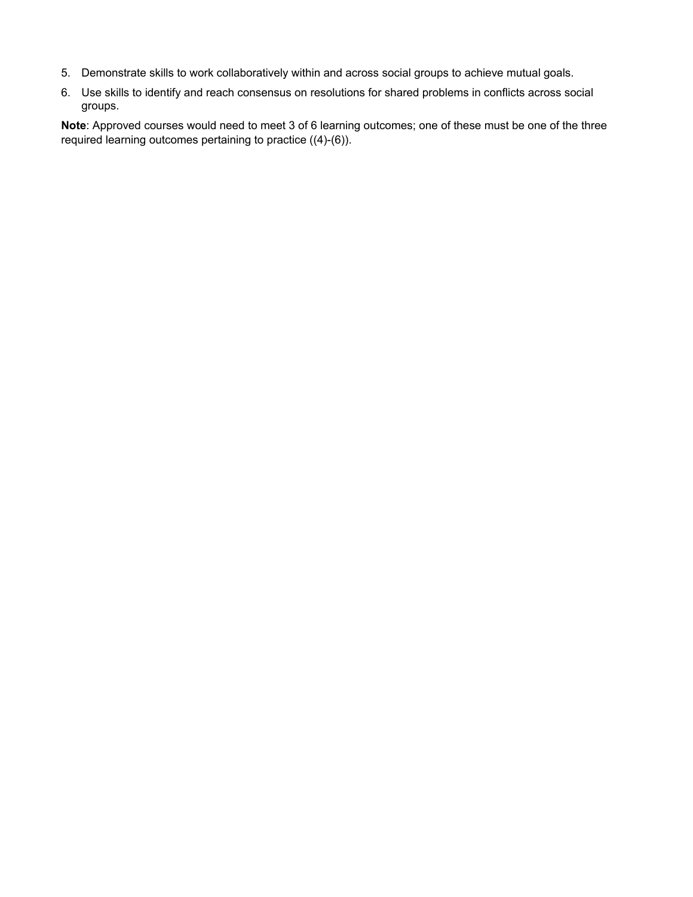5. Demonstrate skills to work collaboratively within and across social groups to achieve mutual goals.
6. Use skills to identify and reach consensus on resolutions for shared problems in conflicts across social groups.

**Note**: Approved courses would need to meet 3 of 6 learning outcomes; one of these must be one of the three required learning outcomes pertaining to practice ((4)-(6)).